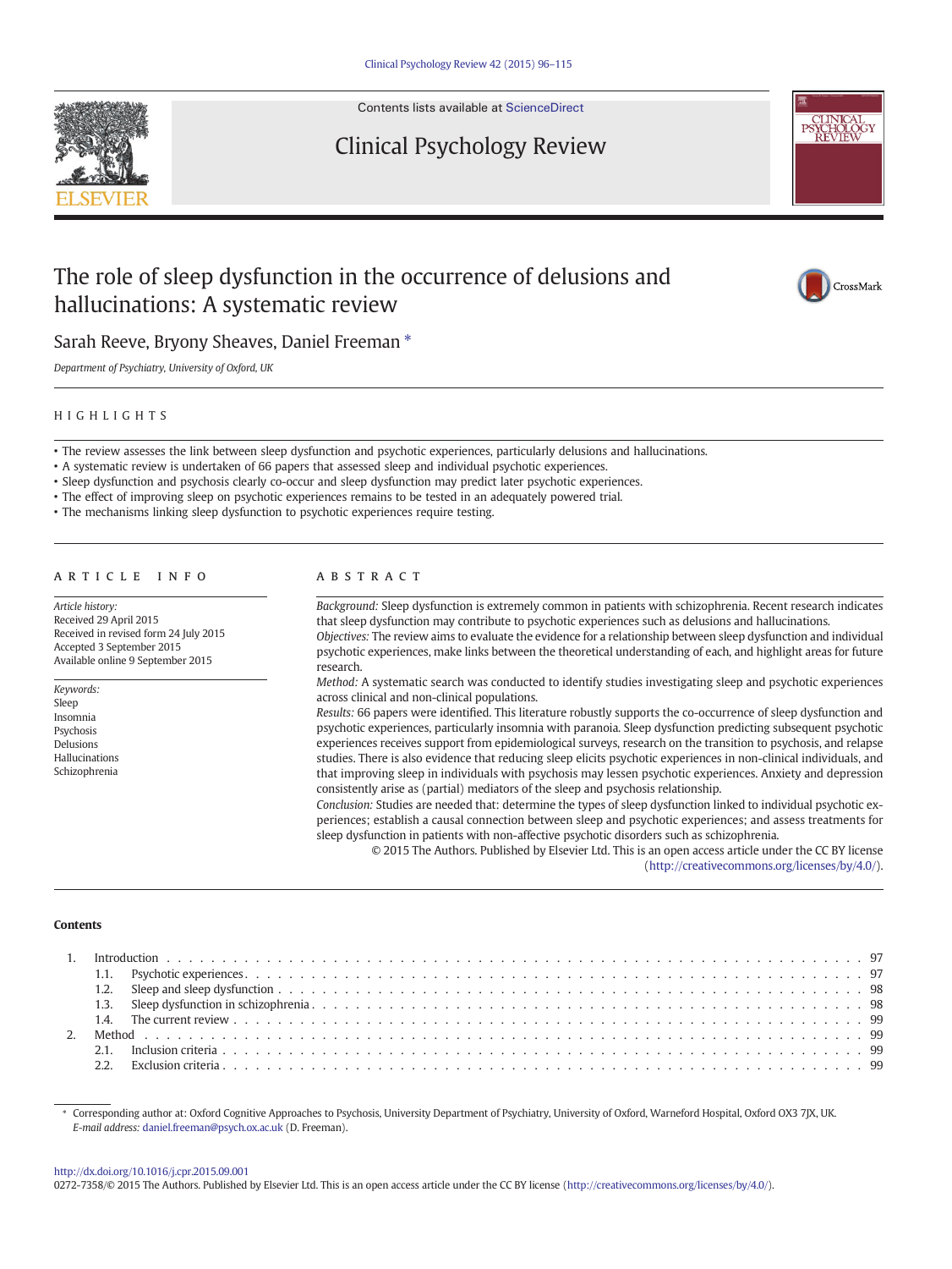Contents lists available at ScienceDirect

Clinical Psychology Review

# The role of sleep dysfunction in the occurrence of delusions and hallucinations: A systematic review

Sarah Reeve, Bryony Sheaves, Daniel Freeman *

*Department of Psychiatry, University of Oxford, UK*

## HIGHLIGHTS

- The review assesses the link between sleep dysfunction and psychotic experiences, particularly delusions and hallucinations.
- A systematic review is undertaken of 66 papers that assessed sleep and individual psychotic experiences.
- Sleep dysfunction and psychosis clearly co-occur and sleep dysfunction may predict later psychotic experiences.
- The effect of improving sleep on psychotic experiences remains to be tested in an adequately powered trial.
- The mechanisms linking sleep dysfunction to psychotic experiences require testing.

## ARTICLE INFO

*Article history:*
Received 29 April 2015
Received in revised form 24 July 2015
Accepted 3 September 2015
Available online 9 September 2015

*Keywords:*
Sleep
Insomnia
Psychosis
Delusions
Hallucinations
Schizophrenia

## ABSTRACT

*Background:* Sleep dysfunction is extremely common in patients with schizophrenia. Recent research indicates that sleep dysfunction may contribute to psychotic experiences such as delusions and hallucinations.

*Objectives:* The review aims to evaluate the evidence for a relationship between sleep dysfunction and individual psychotic experiences, make links between the theoretical understanding of each, and highlight areas for future research.

*Method:* A systematic search was conducted to identify studies investigating sleep and psychotic experiences across clinical and non-clinical populations.

*Results:* 66 papers were identified. This literature robustly supports the co-occurrence of sleep dysfunction and psychotic experiences, particularly insomnia with paranoia. Sleep dysfunction predicting subsequent psychotic experiences receives support from epidemiological surveys, research on the transition to psychosis, and relapse studies. There is also evidence that reducing sleep elicits psychotic experiences in non-clinical individuals, and that improving sleep in individuals with psychosis may lessen psychotic experiences. Anxiety and depression consistently arise as (partial) mediators of the sleep and psychosis relationship.

*Conclusion:* Studies are needed that: determine the types of sleep dysfunction linked to individual psychotic experiences; establish a causal connection between sleep and psychotic experiences; and assess treatments for sleep dysfunction in patients with non-affective psychotic disorders such as schizophrenia.

© 2015 The Authors. Published by Elsevier Ltd. This is an open access article under the CC BY license (http://creativecommons.org/licenses/by/4.0/).

**Contents**

1. Introduction . . . 97
   1.1. Psychotic experiences . . . 97
   1.2. Sleep and sleep dysfunction . . . 98
   1.3. Sleep dysfunction in schizophrenia . . . 98
   1.4. The current review . . . 99
2. Method . . . 99
   2.1. Inclusion criteria . . . 99
   2.2. Exclusion criteria . . . 99

* Corresponding author at: Oxford Cognitive Approaches to Psychosis, University Department of Psychiatry, University of Oxford, Warneford Hospital, Oxford OX3 7JX, UK.
*E-mail address:* daniel.freeman@psych.ox.ac.uk (D. Freeman).

http://dx.doi.org/10.1016/j.cpr.2015.09.001
0272-7358/© 2015 The Authors. Published by Elsevier Ltd. This is an open access article under the CC BY license (http://creativecommons.org/licenses/by/4.0/).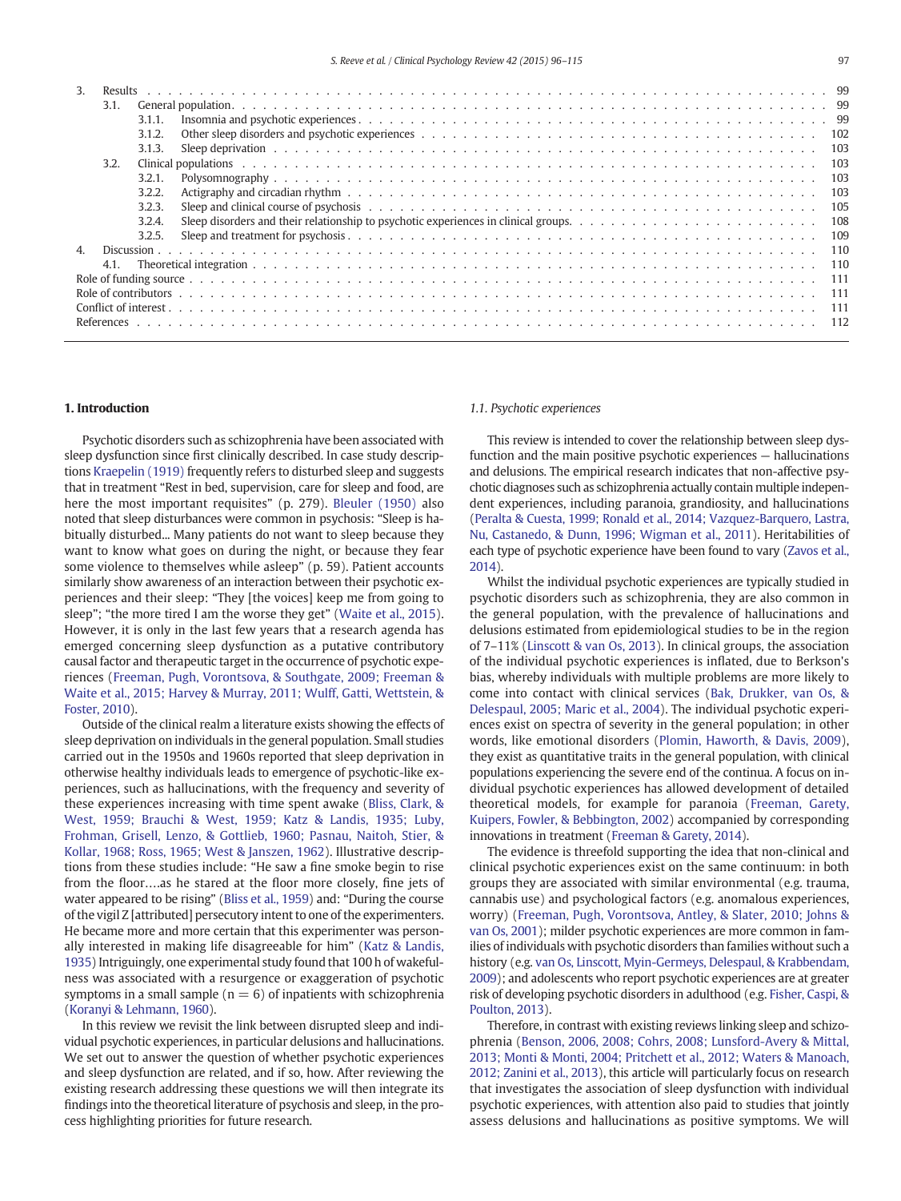3. Results . . . 99
   - 3.1. General population . . . 99
     - 3.1.1. Insomnia and psychotic experiences . . . 99
     - 3.1.2. Other sleep disorders and psychotic experiences . . . 102
     - 3.1.3. Sleep deprivation . . . 103
   - 3.2. Clinical populations . . . 103
     - 3.2.1. Polysomnography . . . 103
     - 3.2.2. Actigraphy and circadian rhythm . . . 103
     - 3.2.3. Sleep and clinical course of psychosis . . . 105
     - 3.2.4. Sleep disorders and their relationship to psychotic experiences in clinical groups . . . 108
     - 3.2.5. Sleep and treatment for psychosis . . . 109

4. Discussion . . . 110
   - 4.1. Theoretical integration . . . 110

Role of funding source . . . 111

Role of contributors . . . 111

Conflict of interest . . . 111

References . . . 112

## 1. Introduction

Psychotic disorders such as schizophrenia have been associated with sleep dysfunction since first clinically described. In case study descriptions Kraepelin (1919) frequently refers to disturbed sleep and suggests that in treatment "Rest in bed, supervision, care for sleep and food, are here the most important requisites" (p. 279). Bleuler (1950) also noted that sleep disturbances were common in psychosis: "Sleep is habitually disturbed... Many patients do not want to sleep because they want to know what goes on during the night, or because they fear some violence to themselves while asleep" (p. 59). Patient accounts similarly show awareness of an interaction between their psychotic experiences and their sleep: "They [the voices] keep me from going to sleep"; "the more tired I am the worse they get" (Waite et al., 2015). However, it is only in the last few years that a research agenda has emerged concerning sleep dysfunction as a putative contributory causal factor and therapeutic target in the occurrence of psychotic experiences (Freeman, Pugh, Vorontsova, & Southgate, 2009; Freeman & Waite et al., 2015; Harvey & Murray, 2011; Wulff, Gatti, Wettstein, & Foster, 2010).

Outside of the clinical realm a literature exists showing the effects of sleep deprivation on individuals in the general population. Small studies carried out in the 1950s and 1960s reported that sleep deprivation in otherwise healthy individuals leads to emergence of psychotic-like experiences, such as hallucinations, with the frequency and severity of these experiences increasing with time spent awake (Bliss, Clark, & West, 1959; Brauchi & West, 1959; Katz & Landis, 1935; Luby, Frohman, Grisell, Lenzo, & Gottlieb, 1960; Pasnau, Naitoh, Stier, & Kollar, 1968; Ross, 1965; West & Janszen, 1962). Illustrative descriptions from these studies include: "He saw a fine smoke begin to rise from the floor….as he stared at the floor more closely, fine jets of water appeared to be rising" (Bliss et al., 1959) and: "During the course of the vigil Z [attributed] persecutory intent to one of the experimenters. He became more and more certain that this experimenter was personally interested in making life disagreeable for him" (Katz & Landis, 1935) Intriguingly, one experimental study found that 100 h of wakefulness was associated with a resurgence or exaggeration of psychotic symptoms in a small sample ($n = 6$) of inpatients with schizophrenia (Koranyi & Lehmann, 1960).

In this review we revisit the link between disrupted sleep and individual psychotic experiences, in particular delusions and hallucinations. We set out to answer the question of whether psychotic experiences and sleep dysfunction are related, and if so, how. After reviewing the existing research addressing these questions we will then integrate its findings into the theoretical literature of psychosis and sleep, in the process highlighting priorities for future research.

### 1.1. Psychotic experiences

This review is intended to cover the relationship between sleep dysfunction and the main positive psychotic experiences — hallucinations and delusions. The empirical research indicates that non-affective psychotic diagnoses such as schizophrenia actually contain multiple independent experiences, including paranoia, grandiosity, and hallucinations (Peralta & Cuesta, 1999; Ronald et al., 2014; Vazquez-Barquero, Lastra, Nu, Castanedo, & Dunn, 1996; Wigman et al., 2011). Heritabilities of each type of psychotic experience have been found to vary (Zavos et al., 2014).

Whilst the individual psychotic experiences are typically studied in psychotic disorders such as schizophrenia, they are also common in the general population, with the prevalence of hallucinations and delusions estimated from epidemiological studies to be in the region of 7–11% (Linscott & van Os, 2013). In clinical groups, the association of the individual psychotic experiences is inflated, due to Berkson's bias, whereby individuals with multiple problems are more likely to come into contact with clinical services (Bak, Drukker, van Os, & Delespaul, 2005; Maric et al., 2004). The individual psychotic experiences exist on spectra of severity in the general population; in other words, like emotional disorders (Plomin, Haworth, & Davis, 2009), they exist as quantitative traits in the general population, with clinical populations experiencing the severe end of the continua. A focus on individual psychotic experiences has allowed development of detailed theoretical models, for example for paranoia (Freeman, Garety, Kuipers, Fowler, & Bebbington, 2002) accompanied by corresponding innovations in treatment (Freeman & Garety, 2014).

The evidence is threefold supporting the idea that non-clinical and clinical psychotic experiences exist on the same continuum: in both groups they are associated with similar environmental (e.g. trauma, cannabis use) and psychological factors (e.g. anomalous experiences, worry) (Freeman, Pugh, Vorontsova, Antley, & Slater, 2010; Johns & van Os, 2001); milder psychotic experiences are more common in families of individuals with psychotic disorders than families without such a history (e.g. van Os, Linscott, Myin-Germeys, Delespaul, & Krabbendam, 2009); and adolescents who report psychotic experiences are at greater risk of developing psychotic disorders in adulthood (e.g. Fisher, Caspi, & Poulton, 2013).

Therefore, in contrast with existing reviews linking sleep and schizophrenia (Benson, 2006, 2008; Cohrs, 2008; Lunsford-Avery & Mittal, 2013; Monti & Monti, 2004; Pritchett et al., 2012; Waters & Manoach, 2012; Zanini et al., 2013), this article will particularly focus on research that investigates the association of sleep dysfunction with individual psychotic experiences, with attention also paid to studies that jointly assess delusions and hallucinations as positive symptoms. We will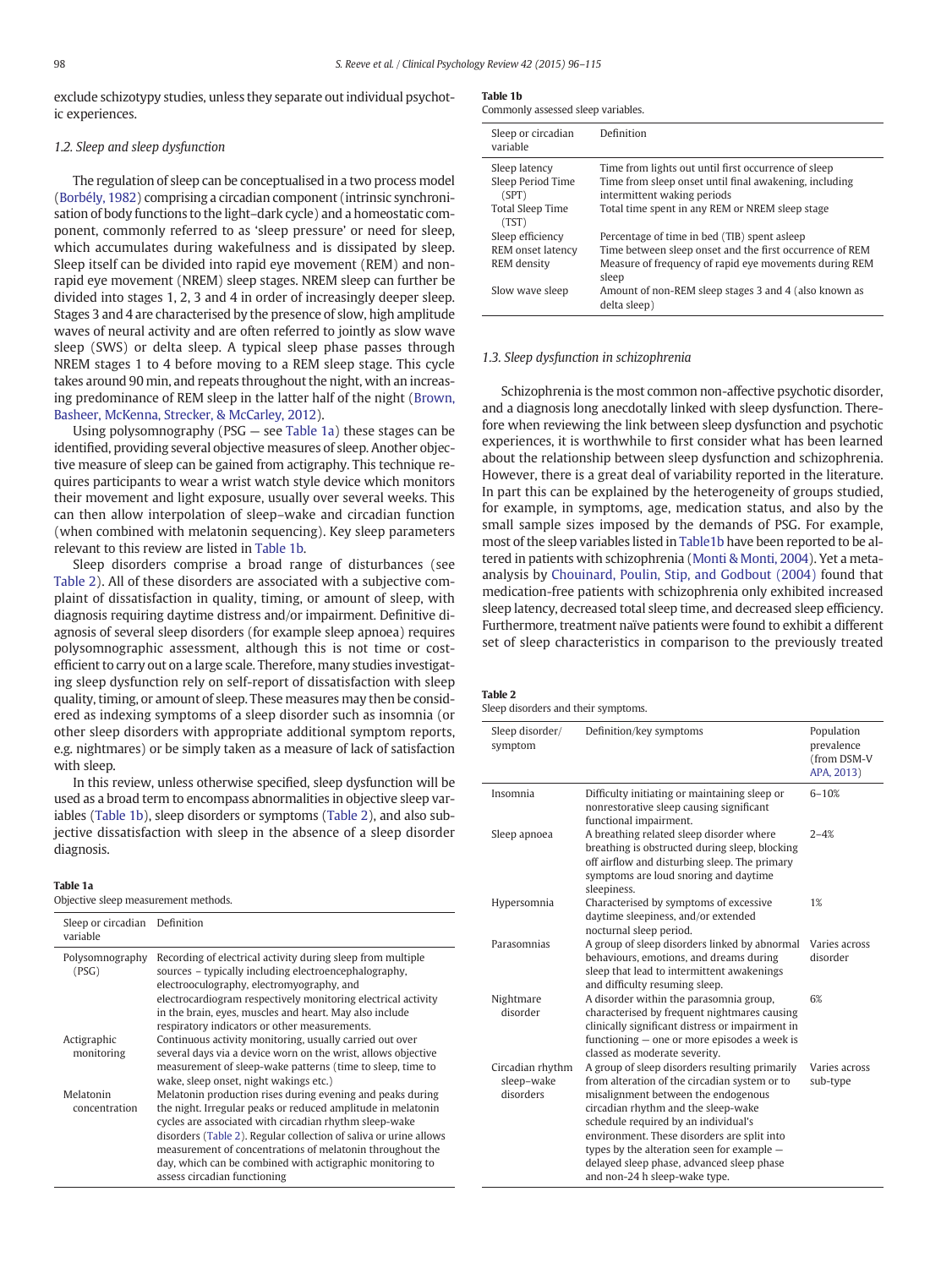exclude schizotypy studies, unless they separate out individual psychotic experiences.

### 1.2. Sleep and sleep dysfunction

The regulation of sleep can be conceptualised in a two process model (Borbély, 1982) comprising a circadian component (intrinsic synchronisation of body functions to the light–dark cycle) and a homeostatic component, commonly referred to as 'sleep pressure' or need for sleep, which accumulates during wakefulness and is dissipated by sleep. Sleep itself can be divided into rapid eye movement (REM) and non-rapid eye movement (NREM) sleep stages. NREM sleep can further be divided into stages 1, 2, 3 and 4 in order of increasingly deeper sleep. Stages 3 and 4 are characterised by the presence of slow, high amplitude waves of neural activity and are often referred to jointly as slow wave sleep (SWS) or delta sleep. A typical sleep phase passes through NREM stages 1 to 4 before moving to a REM sleep stage. This cycle takes around 90 min, and repeats throughout the night, with an increasing predominance of REM sleep in the latter half of the night (Brown, Basheer, McKenna, Strecker, & McCarley, 2012).

Using polysomnography (PSG — see Table 1a) these stages can be identified, providing several objective measures of sleep. Another objective measure of sleep can be gained from actigraphy. This technique requires participants to wear a wrist watch style device which monitors their movement and light exposure, usually over several weeks. This can then allow interpolation of sleep–wake and circadian function (when combined with melatonin sequencing). Key sleep parameters relevant to this review are listed in Table 1b.

Sleep disorders comprise a broad range of disturbances (see Table 2). All of these disorders are associated with a subjective complaint of dissatisfaction in quality, timing, or amount of sleep, with diagnosis requiring daytime distress and/or impairment. Definitive diagnosis of several sleep disorders (for example sleep apnoea) requires polysomnographic assessment, although this is not time or cost-efficient to carry out on a large scale. Therefore, many studies investigating sleep dysfunction rely on self-report of dissatisfaction with sleep quality, timing, or amount of sleep. These measures may then be considered as indexing symptoms of a sleep disorder such as insomnia (or other sleep disorders with appropriate additional symptom reports, e.g. nightmares) or be simply taken as a measure of lack of satisfaction with sleep.

In this review, unless otherwise specified, sleep dysfunction will be used as a broad term to encompass abnormalities in objective sleep variables (Table 1b), sleep disorders or symptoms (Table 2), and also subjective dissatisfaction with sleep in the absence of a sleep disorder diagnosis.

**Table 1a**
Objective sleep measurement methods.

| Sleep or circadian variable | Definition |
|---|---|
| Polysomnography (PSG) | Recording of electrical activity during sleep from multiple sources – typically including electroencephalography, electrooculography, electromyography, and electrocardiogram respectively monitoring electrical activity in the brain, eyes, muscles and heart. May also include respiratory indicators or other measurements. |
| Actigraphic monitoring | Continuous activity monitoring, usually carried out over several days via a device worn on the wrist, allows objective measurement of sleep-wake patterns (time to sleep, time to wake, sleep onset, night wakings etc.) |
| Melatonin concentration | Melatonin production rises during evening and peaks during the night. Irregular peaks or reduced amplitude in melatonin cycles are associated with circadian rhythm sleep-wake disorders (Table 2). Regular collection of saliva or urine allows measurement of concentrations of melatonin throughout the day, which can be combined with actigraphic monitoring to assess circadian functioning |

**Table 1b**
Commonly assessed sleep variables.

| Sleep or circadian variable | Definition |
|---|---|
| Sleep latency | Time from lights out until first occurrence of sleep |
| Sleep Period Time (SPT) | Time from sleep onset until final awakening, including intermittent waking periods |
| Total Sleep Time (TST) | Total time spent in any REM or NREM sleep stage |
| Sleep efficiency | Percentage of time in bed (TIB) spent asleep |
| REM onset latency | Time between sleep onset and the first occurrence of REM |
| REM density | Measure of frequency of rapid eye movements during REM sleep |
| Slow wave sleep | Amount of non-REM sleep stages 3 and 4 (also known as delta sleep) |

### 1.3. Sleep dysfunction in schizophrenia

Schizophrenia is the most common non-affective psychotic disorder, and a diagnosis long anecdotally linked with sleep dysfunction. Therefore when reviewing the link between sleep dysfunction and psychotic experiences, it is worthwhile to first consider what has been learned about the relationship between sleep dysfunction and schizophrenia. However, there is a great deal of variability reported in the literature. In part this can be explained by the heterogeneity of groups studied, for example, in symptoms, age, medication status, and also by the small sample sizes imposed by the demands of PSG. For example, most of the sleep variables listed in Table1b have been reported to be altered in patients with schizophrenia (Monti & Monti, 2004). Yet a meta-analysis by Chouinard, Poulin, Stip, and Godbout (2004) found that medication-free patients with schizophrenia only exhibited increased sleep latency, decreased total sleep time, and decreased sleep efficiency. Furthermore, treatment naïve patients were found to exhibit a different set of sleep characteristics in comparison to the previously treated

**Table 2**
Sleep disorders and their symptoms.

| Sleep disorder/ symptom | Definition/key symptoms | Population prevalence (from DSM-V APA, 2013) |
|---|---|---|
| Insomnia | Difficulty initiating or maintaining sleep or nonrestorative sleep causing significant functional impairment. | 6–10% |
| Sleep apnoea | A breathing related sleep disorder where breathing is obstructed during sleep, blocking off airflow and disturbing sleep. The primary symptoms are loud snoring and daytime sleepiness. | 2–4% |
| Hypersomnia | Characterised by symptoms of excessive daytime sleepiness, and/or extended nocturnal sleep period. | 1% |
| Parasomnias | A group of sleep disorders linked by abnormal behaviours, emotions, and dreams during sleep that lead to intermittent awakenings and difficulty resuming sleep. | Varies across disorder |
| Nightmare disorder | A disorder within the parasomnia group, characterised by frequent nightmares causing clinically significant distress or impairment in functioning — one or more episodes a week is classed as moderate severity. | 6% |
| Circadian rhythm sleep–wake disorders | A group of sleep disorders resulting primarily from alteration of the circadian system or to misalignment between the endogenous circadian rhythm and the sleep-wake schedule required by an individual's environment. These disorders are split into types by the alteration seen for example — delayed sleep phase, advanced sleep phase and non-24 h sleep-wake type. | Varies across sub-type |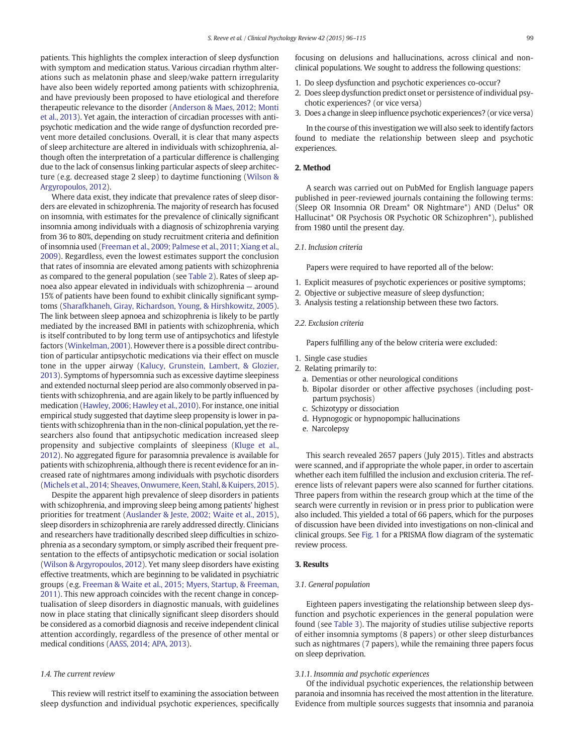patients. This highlights the complex interaction of sleep dysfunction with symptom and medication status. Various circadian rhythm alterations such as melatonin phase and sleep/wake pattern irregularity have also been widely reported among patients with schizophrenia, and have previously been proposed to have etiological and therefore therapeutic relevance to the disorder (Anderson & Maes, 2012; Monti et al., 2013). Yet again, the interaction of circadian processes with antipsychotic medication and the wide range of dysfunction recorded prevent more detailed conclusions. Overall, it is clear that many aspects of sleep architecture are altered in individuals with schizophrenia, although often the interpretation of a particular difference is challenging due to the lack of consensus linking particular aspects of sleep architecture (e.g. decreased stage 2 sleep) to daytime functioning (Wilson & Argyropoulos, 2012).

Where data exist, they indicate that prevalence rates of sleep disorders are elevated in schizophrenia. The majority of research has focused on insomnia, with estimates for the prevalence of clinically significant insomnia among individuals with a diagnosis of schizophrenia varying from 36 to 80%, depending on study recruitment criteria and definition of insomnia used (Freeman et al., 2009; Palmese et al., 2011; Xiang et al., 2009). Regardless, even the lowest estimates support the conclusion that rates of insomnia are elevated among patients with schizophrenia as compared to the general population (see Table 2). Rates of sleep apnoea also appear elevated in individuals with schizophrenia — around 15% of patients have been found to exhibit clinically significant symptoms (Sharafkhaneh, Giray, Richardson, Young, & Hirshkowitz, 2005). The link between sleep apnoea and schizophrenia is likely to be partly mediated by the increased BMI in patients with schizophrenia, which is itself contributed to by long term use of antipsychotics and lifestyle factors (Winkelman, 2001). However there is a possible direct contribution of particular antipsychotic medications via their effect on muscle tone in the upper airway (Kalucy, Grunstein, Lambert, & Glozier, 2013). Symptoms of hypersomnia such as excessive daytime sleepiness and extended nocturnal sleep period are also commonly observed in patients with schizophrenia, and are again likely to be partly influenced by medication (Hawley, 2006; Hawley et al., 2010). For instance, one initial empirical study suggested that daytime sleep propensity is lower in patients with schizophrenia than in the non-clinical population, yet the researchers also found that antipsychotic medication increased sleep propensity and subjective complaints of sleepiness (Kluge et al., 2012). No aggregated figure for parasomnia prevalence is available for patients with schizophrenia, although there is recent evidence for an increased rate of nightmares among individuals with psychotic disorders (Michels et al., 2014; Sheaves, Onwumere, Keen, Stahl, & Kuipers, 2015).

Despite the apparent high prevalence of sleep disorders in patients with schizophrenia, and improving sleep being among patients' highest priorities for treatment (Auslander & Jeste, 2002; Waite et al., 2015), sleep disorders in schizophrenia are rarely addressed directly. Clinicians and researchers have traditionally described sleep difficulties in schizophrenia as a secondary symptom, or simply ascribed their frequent presentation to the effects of antipsychotic medication or social isolation (Wilson & Argyropoulos, 2012). Yet many sleep disorders have existing effective treatments, which are beginning to be validated in psychiatric groups (e.g. Freeman & Waite et al., 2015; Myers, Startup, & Freeman, 2011). This new approach coincides with the recent change in conceptualisation of sleep disorders in diagnostic manuals, with guidelines now in place stating that clinically significant sleep disorders should be considered as a comorbid diagnosis and receive independent clinical attention accordingly, regardless of the presence of other mental or medical conditions (AASS, 2014; APA, 2013).

### 1.4. The current review

This review will restrict itself to examining the association between sleep dysfunction and individual psychotic experiences, specifically focusing on delusions and hallucinations, across clinical and non-clinical populations. We sought to address the following questions:

1. Do sleep dysfunction and psychotic experiences co-occur?
2. Does sleep dysfunction predict onset or persistence of individual psychotic experiences? (or vice versa)
3. Does a change in sleep influence psychotic experiences? (or vice versa)

In the course of this investigation we will also seek to identify factors found to mediate the relationship between sleep and psychotic experiences.

## 2. Method

A search was carried out on PubMed for English language papers published in peer-reviewed journals containing the following terms: (Sleep OR Insomnia OR Dream* OR Nightmare*) AND (Delus* OR Hallucinat* OR Psychosis OR Psychotic OR Schizophren*), published from 1980 until the present day.

### 2.1. Inclusion criteria

Papers were required to have reported all of the below:

1. Explicit measures of psychotic experiences or positive symptoms;
2. Objective or subjective measure of sleep dysfunction;
3. Analysis testing a relationship between these two factors.

### 2.2. Exclusion criteria

Papers fulfilling any of the below criteria were excluded:

1. Single case studies
2. Relating primarily to:
   a. Dementias or other neurological conditions
   b. Bipolar disorder or other affective psychoses (including post-partum psychosis)
   c. Schizotypy or dissociation
   d. Hypnogogic or hypnopompic hallucinations
   e. Narcolepsy

This search revealed 2657 papers (July 2015). Titles and abstracts were scanned, and if appropriate the whole paper, in order to ascertain whether each item fulfilled the inclusion and exclusion criteria. The reference lists of relevant papers were also scanned for further citations. Three papers from within the research group which at the time of the search were currently in revision or in press prior to publication were also included. This yielded a total of 66 papers, which for the purposes of discussion have been divided into investigations on non-clinical and clinical groups. See Fig. 1 for a PRISMA flow diagram of the systematic review process.

## 3. Results

### 3.1. General population

Eighteen papers investigating the relationship between sleep dysfunction and psychotic experiences in the general population were found (see Table 3). The majority of studies utilise subjective reports of either insomnia symptoms (8 papers) or other sleep disturbances such as nightmares (7 papers), while the remaining three papers focus on sleep deprivation.

#### 3.1.1. Insomnia and psychotic experiences

Of the individual psychotic experiences, the relationship between paranoia and insomnia has received the most attention in the literature. Evidence from multiple sources suggests that insomnia and paranoia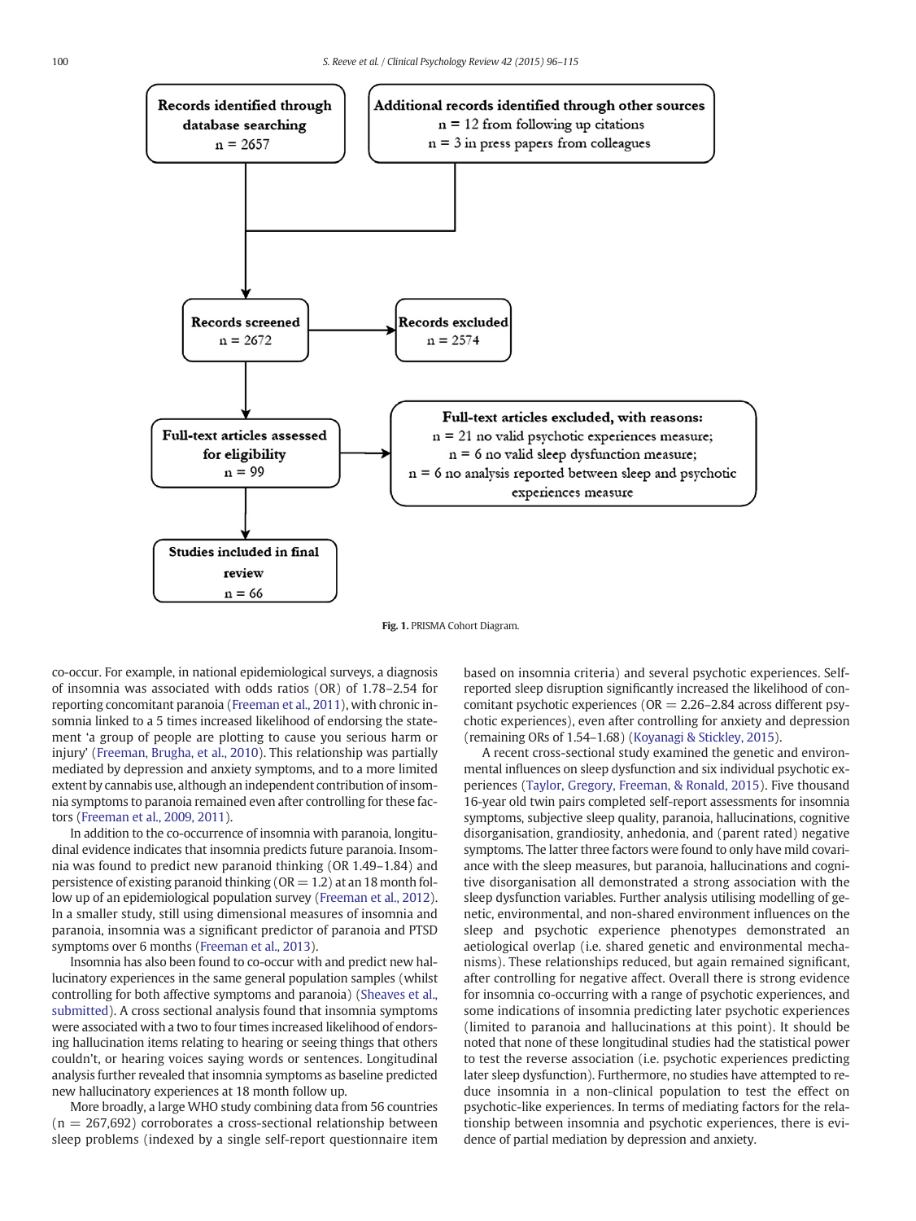Records identified through database searching
n = 2657

Additional records identified through other sources
n = 12 from following up citations
n = 3 in press papers from colleagues

Records screened
n = 2672

Records excluded
n = 2574

Full-text articles assessed for eligibility
n = 99

Full-text articles excluded, with reasons:
n = 21 no valid psychotic experiences measure;
n = 6 no valid sleep dysfunction measure;
n = 6 no analysis reported between sleep and psychotic experiences measure

Studies included in final review
n = 66

**Fig. 1.** PRISMA Cohort Diagram.

co-occur. For example, in national epidemiological surveys, a diagnosis of insomnia was associated with odds ratios (OR) of 1.78–2.54 for reporting concomitant paranoia (Freeman et al., 2011), with chronic insomnia linked to a 5 times increased likelihood of endorsing the statement 'a group of people are plotting to cause you serious harm or injury' (Freeman, Brugha, et al., 2010). This relationship was partially mediated by depression and anxiety symptoms, and to a more limited extent by cannabis use, although an independent contribution of insomnia symptoms to paranoia remained even after controlling for these factors (Freeman et al., 2009, 2011).

In addition to the co-occurrence of insomnia with paranoia, longitudinal evidence indicates that insomnia predicts future paranoia. Insomnia was found to predict new paranoid thinking (OR 1.49–1.84) and persistence of existing paranoid thinking (OR = 1.2) at an 18 month follow up of an epidemiological population survey (Freeman et al., 2012). In a smaller study, still using dimensional measures of insomnia and paranoia, insomnia was a significant predictor of paranoia and PTSD symptoms over 6 months (Freeman et al., 2013).

Insomnia has also been found to co-occur with and predict new hallucinatory experiences in the same general population samples (whilst controlling for both affective symptoms and paranoia) (Sheaves et al., submitted). A cross sectional analysis found that insomnia symptoms were associated with a two to four times increased likelihood of endorsing hallucination items relating to hearing or seeing things that others couldn't, or hearing voices saying words or sentences. Longitudinal analysis further revealed that insomnia symptoms as baseline predicted new hallucinatory experiences at 18 month follow up.

More broadly, a large WHO study combining data from 56 countries (n = 267,692) corroborates a cross-sectional relationship between sleep problems (indexed by a single self-report questionnaire item based on insomnia criteria) and several psychotic experiences. Self-reported sleep disruption significantly increased the likelihood of concomitant psychotic experiences (OR = 2.26–2.84 across different psychotic experiences), even after controlling for anxiety and depression (remaining ORs of 1.54–1.68) (Koyanagi & Stickley, 2015).

A recent cross-sectional study examined the genetic and environmental influences on sleep dysfunction and six individual psychotic experiences (Taylor, Gregory, Freeman, & Ronald, 2015). Five thousand 16-year old twin pairs completed self-report assessments for insomnia symptoms, subjective sleep quality, paranoia, hallucinations, cognitive disorganisation, grandiosity, anhedonia, and (parent rated) negative symptoms. The latter three factors were found to only have mild covariance with the sleep measures, but paranoia, hallucinations and cognitive disorganisation all demonstrated a strong association with the sleep dysfunction variables. Further analysis utilising modelling of genetic, environmental, and non-shared environment influences on the sleep and psychotic experience phenotypes demonstrated an aetiological overlap (i.e. shared genetic and environmental mechanisms). These relationships reduced, but again remained significant, after controlling for negative affect. Overall there is strong evidence for insomnia co-occurring with a range of psychotic experiences, and some indications of insomnia predicting later psychotic experiences (limited to paranoia and hallucinations at this point). It should be noted that none of these longitudinal studies had the statistical power to test the reverse association (i.e. psychotic experiences predicting later sleep dysfunction). Furthermore, no studies have attempted to reduce insomnia in a non-clinical population to test the effect on psychotic-like experiences. In terms of mediating factors for the relationship between insomnia and psychotic experiences, there is evidence of partial mediation by depression and anxiety.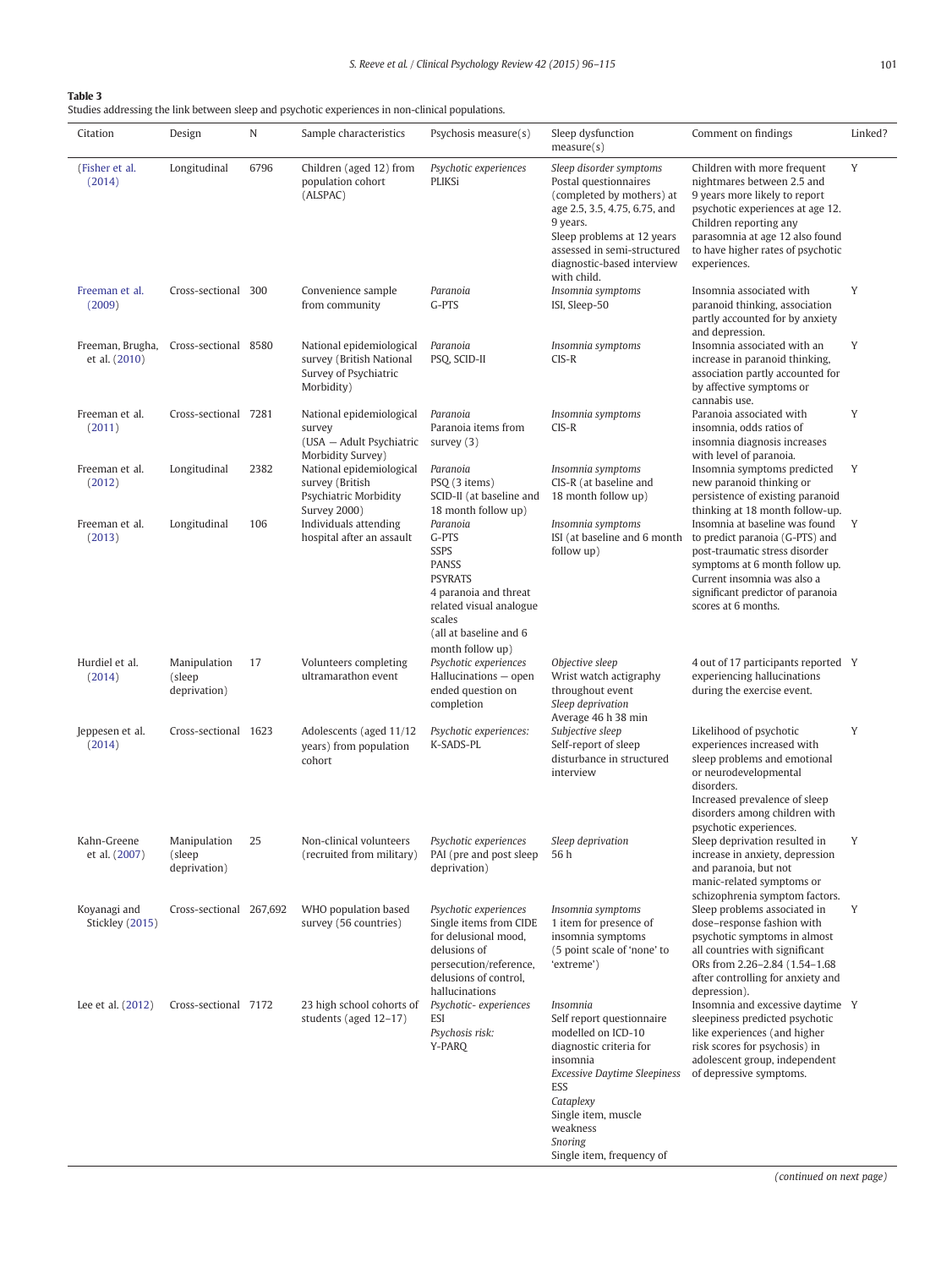**Table 3**
Studies addressing the link between sleep and psychotic experiences in non-clinical populations.

| Citation | Design | N | Sample characteristics | Psychosis measure(s) | Sleep dysfunction measure(s) | Comment on findings | Linked? |
|---|---|---|---|---|---|---|---|
| (Fisher et al. (2014) | Longitudinal | 6796 | Children (aged 12) from population cohort (ALSPAC) | *Psychotic experiences* PLIKSi | *Sleep disorder symptoms* Postal questionnaires (completed by mothers) at age 2.5, 3.5, 4.75, 6.75, and 9 years. Sleep problems at 12 years assessed in semi-structured diagnostic-based interview with child. | Children with more frequent nightmares between 2.5 and 9 years more likely to report psychotic experiences at age 12. Children reporting any parasomnia at age 12 also found to have higher rates of psychotic experiences. | Y |
| Freeman et al. (2009) | Cross-sectional | 300 | Convenience sample from community | *Paranoia* G-PTS | *Insomnia symptoms* ISI, Sleep-50 | Insomnia associated with paranoid thinking, association partly accounted for by anxiety and depression. | Y |
| Freeman, Brugha, et al. (2010) | Cross-sectional | 8580 | National epidemiological survey (British National Survey of Psychiatric Morbidity) | *Paranoia* PSQ, SCID-II | *Insomnia symptoms* CIS-R | Insomnia associated with an increase in paranoid thinking, association partly accounted for by affective symptoms or cannabis use. | Y |
| Freeman et al. (2011) | Cross-sectional | 7281 | National epidemiological survey (USA — Adult Psychiatric Morbidity Survey) | *Paranoia* Paranoia items from survey (3) | *Insomnia symptoms* CIS-R | Paranoia associated with insomnia, odds ratios of insomnia diagnosis increases with level of paranoia. | Y |
| Freeman et al. (2012) | Longitudinal | 2382 | National epidemiological survey (British Psychiatric Morbidity Survey 2000) | *Paranoia* PSQ (3 items) SCID-II (at baseline and 18 month follow up) | *Insomnia symptoms* CIS-R (at baseline and 18 month follow up) | Insomnia symptoms predicted new paranoid thinking or persistence of existing paranoid thinking at 18 month follow-up. | Y |
| Freeman et al. (2013) | Longitudinal | 106 | Individuals attending hospital after an assault | *Paranoia* G-PTS SSPS PANSS PSYRATS 4 paranoia and threat related visual analogue scales (all at baseline and 6 month follow up) | *Insomnia symptoms* ISI (at baseline and 6 month follow up) | Insomnia at baseline was found to predict paranoia (G-PTS) and post-traumatic stress disorder symptoms at 6 month follow up. Current insomnia was also a significant predictor of paranoia scores at 6 months. | Y |
| Hurdiel et al. (2014) | Manipulation (sleep deprivation) | 17 | Volunteers completing ultramarathon event | *Psychotic experiences* Hallucinations — open ended question on completion | *Objective sleep* Wrist watch actigraphy throughout event *Sleep deprivation* Average 46 h 38 min | 4 out of 17 participants reported experiencing hallucinations during the exercise event. | Y |
| Jeppesen et al. (2014) | Cross-sectional | 1623 | Adolescents (aged 11/12 years) from population cohort | *Psychotic experiences:* K-SADS-PL | *Subjective sleep* Self-report of sleep disturbance in structured interview | Likelihood of psychotic experiences increased with sleep problems and emotional or neurodevelopmental disorders. Increased prevalence of sleep disorders among children with psychotic experiences. | Y |
| Kahn-Greene et al. (2007) | Manipulation (sleep deprivation) | 25 | Non-clinical volunteers (recruited from military) | *Psychotic experiences* PAI (pre and post sleep deprivation) | *Sleep deprivation* 56 h | Sleep deprivation resulted in increase in anxiety, depression and paranoia, but not manic-related symptoms or schizophrenia symptom factors. | Y |
| Koyanagi and Stickley (2015) | Cross-sectional | 267,692 | WHO population based survey (56 countries) | *Psychotic experiences* Single items from CIDE for delusional mood, delusions of persecution/reference, delusions of control, hallucinations | *Insomnia symptoms* 1 item for presence of insomnia symptoms (5 point scale of 'none' to 'extreme') | Sleep problems associated in dose–response fashion with psychotic symptoms in almost all countries with significant ORs from 2.26–2.84 (1.54–1.68 after controlling for anxiety and depression). | Y |
| Lee et al. (2012) | Cross-sectional | 7172 | 23 high school cohorts of students (aged 12–17) | *Psychotic- experiences* ESI *Psychosis risk:* Y-PARQ | *Insomnia* Self report questionnaire modelled on ICD-10 diagnostic criteria for insomnia *Excessive Daytime Sleepiness* ESS *Cataplexy* Single item, muscle weakness *Snoring* Single item, frequency of | Insomnia and excessive daytime sleepiness predicted psychotic like experiences (and higher risk scores for psychosis) in adolescent group, independent of depressive symptoms. | Y |

(*continued on next page*)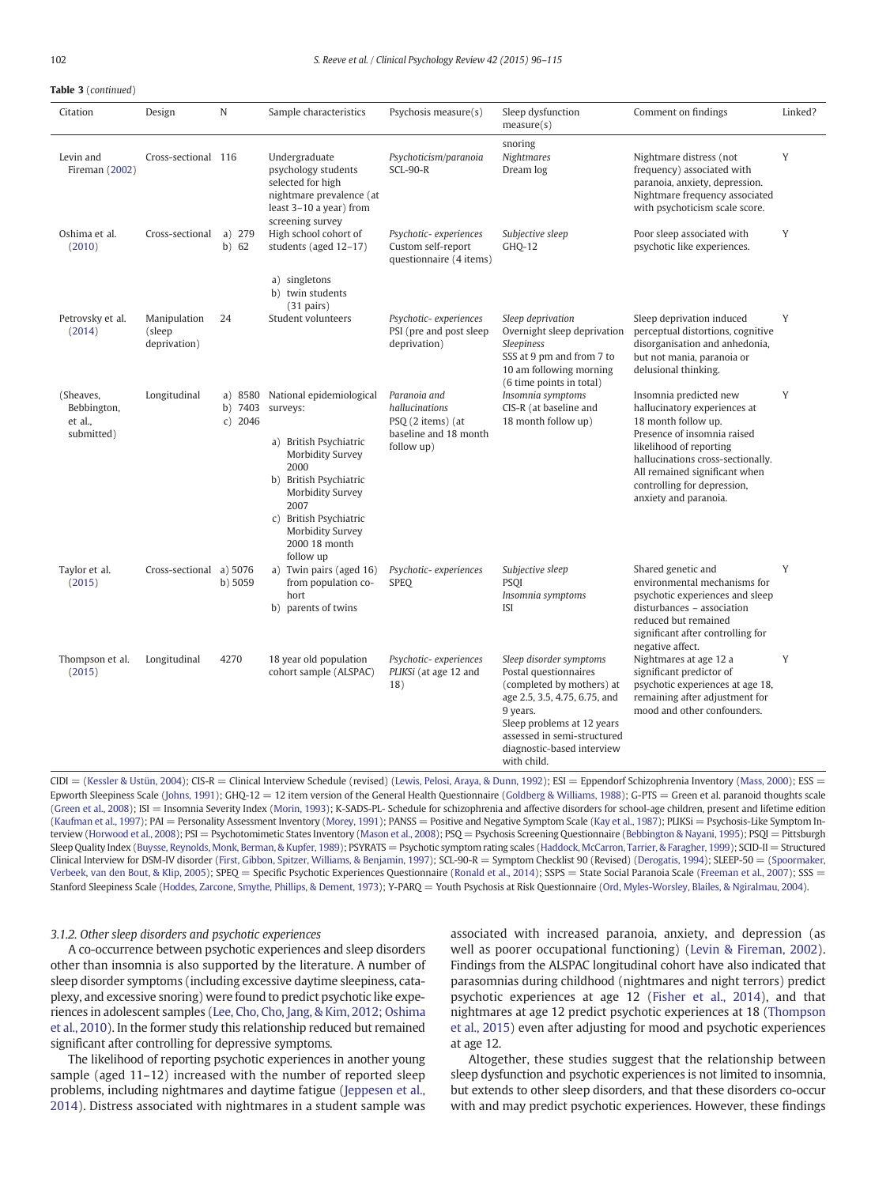**Table 3** (*continued*)

| Citation | Design | N | Sample characteristics | Psychosis measure(s) | Sleep dysfunction measure(s) | Comment on findings | Linked? |
|---|---|---|---|---|---|---|---|
| | | | | | snoring | | |
| Levin and Fireman (2002) | Cross-sectional | 116 | Undergraduate psychology students selected for high nightmare prevalence (at least 3–10 a year) from screening survey | *Psychoticism/paranoia* SCL-90-R | *Nightmares* Dream log | Nightmare distress (not frequency) associated with paranoia, anxiety, depression. Nightmare frequency associated with psychoticism scale score. | Y |
| Oshima et al. (2010) | Cross-sectional | a) 279 b) 62 | High school cohort of students (aged 12–17) a) singletons b) twin students (31 pairs) | *Psychotic- experiences* Custom self-report questionnaire (4 items) | *Subjective sleep* GHQ-12 | Poor sleep associated with psychotic like experiences. | Y |
| Petrovsky et al. (2014) | Manipulation (sleep deprivation) | 24 | Student volunteers | *Psychotic- experiences* PSI (pre and post sleep deprivation) | *Sleep deprivation* Overnight sleep deprivation *Sleepiness* SSS at 9 pm and from 7 to 10 am following morning (6 time points in total) | Sleep deprivation induced perceptual distortions, cognitive disorganisation and anhedonia, but not mania, paranoia or delusional thinking. | Y |
| (Sheaves, Bebbington, et al., submitted) | Longitudinal | a) 8580 b) 7403 c) 2046 | National epidemiological surveys: a) British Psychiatric Morbidity Survey 2000 b) British Psychiatric Morbidity Survey 2007 c) British Psychiatric Morbidity Survey 2000 18 month follow up | *Paranoia and hallucinations* PSQ (2 items) (at baseline and 18 month follow up) | *Insomnia symptoms* CIS-R (at baseline and 18 month follow up) | Insomnia predicted new hallucinatory experiences at 18 month follow up. Presence of insomnia raised likelihood of reporting hallucinations cross-sectionally. All remained significant when controlling for depression, anxiety and paranoia. | Y |
| Taylor et al. (2015) | Cross-sectional | a) 5076 b) 5059 | a) Twin pairs (aged 16) from population cohort b) parents of twins | *Psychotic- experiences* SPEQ | *Subjective sleep* PSQI *Insomnia symptoms* ISI | Shared genetic and environmental mechanisms for psychotic experiences and sleep disturbances – association reduced but remained significant after controlling for negative affect. | Y |
| Thompson et al. (2015) | Longitudinal | 4270 | 18 year old population cohort sample (ALSPAC) | *Psychotic- experiences* *PLIKSi* (at age 12 and 18) | *Sleep disorder symptoms* Postal questionnaires (completed by mothers) at age 2.5, 3.5, 4.75, 6.75, and 9 years. Sleep problems at 12 years assessed in semi-structured diagnostic-based interview with child. | Nightmares at age 12 a significant predictor of psychotic experiences at age 18, remaining after adjustment for mood and other confounders. | Y |

CIDI = (Kessler & Ustün, 2004); CIS-R = Clinical Interview Schedule (revised) (Lewis, Pelosi, Araya, & Dunn, 1992); ESI = Eppendorf Schizophrenia Inventory (Mass, 2000); ESS = Epworth Sleepiness Scale (Johns, 1991); GHQ-12 = 12 item version of the General Health Questionnaire (Goldberg & Williams, 1988); G-PTS = Green et al. paranoid thoughts scale (Green et al., 2008); ISI = Insomnia Severity Index (Morin, 1993); K-SADS-PL- Schedule for schizophrenia and affective disorders for school-age children, present and lifetime edition (Kaufman et al., 1997); PAI = Personality Assessment Inventory (Morey, 1991); PANSS = Positive and Negative Symptom Scale (Kay et al., 1987); PLIKSi = Psychosis-Like Symptom Interview (Horwood et al., 2008); PSI = Psychotomimetic States Inventory (Mason et al., 2008); PSQ = Psychosis Screening Questionnaire (Bebbington & Nayani, 1995); PSQI = Pittsburgh Sleep Quality Index (Buysse, Reynolds, Monk, Berman, & Kupfer, 1989); PSYRATS = Psychotic symptom rating scales (Haddock, McCarron, Tarrier, & Faragher, 1999); SCID-II = Structured Clinical Interview for DSM-IV disorder (First, Gibbon, Spitzer, Williams, & Benjamin, 1997); SCL-90-R = Symptom Checklist 90 (Revised) (Derogatis, 1994); SLEEP-50 = (Spoormaker, Verbeek, van den Bout, & Klip, 2005); SPEQ = Specific Psychotic Experiences Questionnaire (Ronald et al., 2014); SSPS = State Social Paranoia Scale (Freeman et al., 2007); SSS = Stanford Sleepiness Scale (Hoddes, Zarcone, Smythe, Phillips, & Dement, 1973); Y-PARQ = Youth Psychosis at Risk Questionnaire (Ord, Myles-Worsley, Blailes, & Ngiralmau, 2004).

#### 3.1.2. Other sleep disorders and psychotic experiences

A co-occurrence between psychotic experiences and sleep disorders other than insomnia is also supported by the literature. A number of sleep disorder symptoms (including excessive daytime sleepiness, cataplexy, and excessive snoring) were found to predict psychotic like experiences in adolescent samples (Lee, Cho, Cho, Jang, & Kim, 2012; Oshima et al., 2010). In the former study this relationship reduced but remained significant after controlling for depressive symptoms.

The likelihood of reporting psychotic experiences in another young sample (aged 11–12) increased with the number of reported sleep problems, including nightmares and daytime fatigue (Jeppesen et al., 2014). Distress associated with nightmares in a student sample was associated with increased paranoia, anxiety, and depression (as well as poorer occupational functioning) (Levin & Fireman, 2002). Findings from the ALSPAC longitudinal cohort have also indicated that parasomnias during childhood (nightmares and night terrors) predict psychotic experiences at age 12 (Fisher et al., 2014), and that nightmares at age 12 predict psychotic experiences at 18 (Thompson et al., 2015) even after adjusting for mood and psychotic experiences at age 12.

Altogether, these studies suggest that the relationship between sleep dysfunction and psychotic experiences is not limited to insomnia, but extends to other sleep disorders, and that these disorders co-occur with and may predict psychotic experiences. However, these findings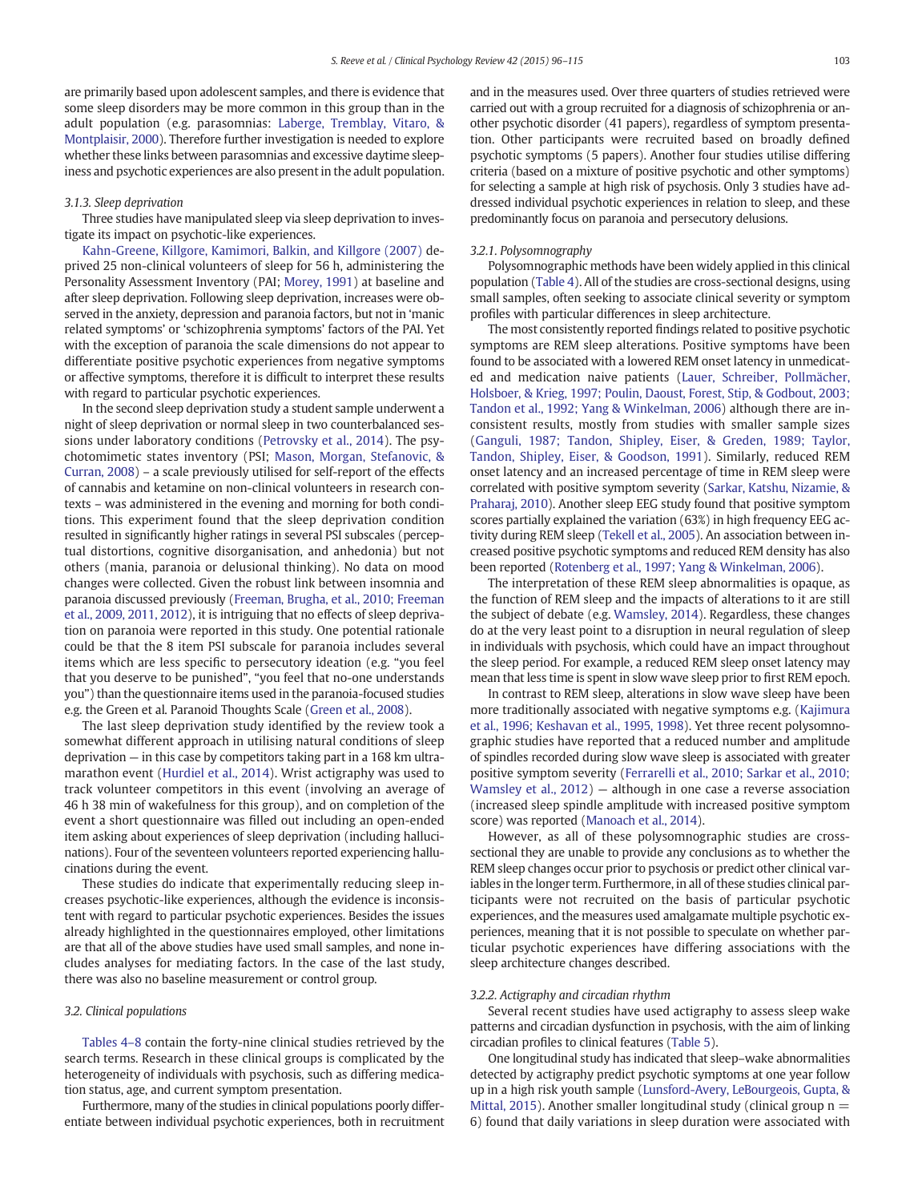are primarily based upon adolescent samples, and there is evidence that some sleep disorders may be more common in this group than in the adult population (e.g. parasomnias: Laberge, Tremblay, Vitaro, & Montplaisir, 2000). Therefore further investigation is needed to explore whether these links between parasomnias and excessive daytime sleepiness and psychotic experiences are also present in the adult population.

### 3.1.3. Sleep deprivation

Three studies have manipulated sleep via sleep deprivation to investigate its impact on psychotic-like experiences.

Kahn-Greene, Killgore, Kamimori, Balkin, and Killgore (2007) deprived 25 non-clinical volunteers of sleep for 56 h, administering the Personality Assessment Inventory (PAI; Morey, 1991) at baseline and after sleep deprivation. Following sleep deprivation, increases were observed in the anxiety, depression and paranoia factors, but not in 'manic related symptoms' or 'schizophrenia symptoms' factors of the PAI. Yet with the exception of paranoia the scale dimensions do not appear to differentiate positive psychotic experiences from negative symptoms or affective symptoms, therefore it is difficult to interpret these results with regard to particular psychotic experiences.

In the second sleep deprivation study a student sample underwent a night of sleep deprivation or normal sleep in two counterbalanced sessions under laboratory conditions (Petrovsky et al., 2014). The psychotomimetic states inventory (PSI; Mason, Morgan, Stefanovic, & Curran, 2008) – a scale previously utilised for self-report of the effects of cannabis and ketamine on non-clinical volunteers in research contexts – was administered in the evening and morning for both conditions. This experiment found that the sleep deprivation condition resulted in significantly higher ratings in several PSI subscales (perceptual distortions, cognitive disorganisation, and anhedonia) but not others (mania, paranoia or delusional thinking). No data on mood changes were collected. Given the robust link between insomnia and paranoia discussed previously (Freeman, Brugha, et al., 2010; Freeman et al., 2009, 2011, 2012), it is intriguing that no effects of sleep deprivation on paranoia were reported in this study. One potential rationale could be that the 8 item PSI subscale for paranoia includes several items which are less specific to persecutory ideation (e.g. "you feel that you deserve to be punished", "you feel that no-one understands you") than the questionnaire items used in the paranoia-focused studies e.g. the Green et al. Paranoid Thoughts Scale (Green et al., 2008).

The last sleep deprivation study identified by the review took a somewhat different approach in utilising natural conditions of sleep deprivation — in this case by competitors taking part in a 168 km ultra-marathon event (Hurdiel et al., 2014). Wrist actigraphy was used to track volunteer competitors in this event (involving an average of 46 h 38 min of wakefulness for this group), and on completion of the event a short questionnaire was filled out including an open-ended item asking about experiences of sleep deprivation (including hallucinations). Four of the seventeen volunteers reported experiencing hallucinations during the event.

These studies do indicate that experimentally reducing sleep increases psychotic-like experiences, although the evidence is inconsistent with regard to particular psychotic experiences. Besides the issues already highlighted in the questionnaires employed, other limitations are that all of the above studies have used small samples, and none includes analyses for mediating factors. In the case of the last study, there was also no baseline measurement or control group.

## 3.2. Clinical populations

Tables 4–8 contain the forty-nine clinical studies retrieved by the search terms. Research in these clinical groups is complicated by the heterogeneity of individuals with psychosis, such as differing medication status, age, and current symptom presentation.

Furthermore, many of the studies in clinical populations poorly differentiate between individual psychotic experiences, both in recruitment and in the measures used. Over three quarters of studies retrieved were carried out with a group recruited for a diagnosis of schizophrenia or another psychotic disorder (41 papers), regardless of symptom presentation. Other participants were recruited based on broadly defined psychotic symptoms (5 papers). Another four studies utilise differing criteria (based on a mixture of positive psychotic and other symptoms) for selecting a sample at high risk of psychosis. Only 3 studies have addressed individual psychotic experiences in relation to sleep, and these predominantly focus on paranoia and persecutory delusions.

### 3.2.1. Polysomnography

Polysomnographic methods have been widely applied in this clinical population (Table 4). All of the studies are cross-sectional designs, using small samples, often seeking to associate clinical severity or symptom profiles with particular differences in sleep architecture.

The most consistently reported findings related to positive psychotic symptoms are REM sleep alterations. Positive symptoms have been found to be associated with a lowered REM onset latency in unmedicated and medication naive patients (Lauer, Schreiber, Pollmächer, Holsboer, & Krieg, 1997; Poulin, Daoust, Forest, Stip, & Godbout, 2003; Tandon et al., 1992; Yang & Winkelman, 2006) although there are inconsistent results, mostly from studies with smaller sample sizes (Ganguli, 1987; Tandon, Shipley, Eiser, & Greden, 1989; Taylor, Tandon, Shipley, Eiser, & Goodson, 1991). Similarly, reduced REM onset latency and an increased percentage of time in REM sleep were correlated with positive symptom severity (Sarkar, Katshu, Nizamie, & Praharaj, 2010). Another sleep EEG study found that positive symptom scores partially explained the variation (63%) in high frequency EEG activity during REM sleep (Tekell et al., 2005). An association between increased positive psychotic symptoms and reduced REM density has also been reported (Rotenberg et al., 1997; Yang & Winkelman, 2006).

The interpretation of these REM sleep abnormalities is opaque, as the function of REM sleep and the impacts of alterations to it are still the subject of debate (e.g. Wamsley, 2014). Regardless, these changes do at the very least point to a disruption in neural regulation of sleep in individuals with psychosis, which could have an impact throughout the sleep period. For example, a reduced REM sleep onset latency may mean that less time is spent in slow wave sleep prior to first REM epoch.

In contrast to REM sleep, alterations in slow wave sleep have been more traditionally associated with negative symptoms e.g. (Kajimura et al., 1996; Keshavan et al., 1995, 1998). Yet three recent polysomnographic studies have reported that a reduced number and amplitude of spindles recorded during slow wave sleep is associated with greater positive symptom severity (Ferrarelli et al., 2010; Sarkar et al., 2010; Wamsley et al., 2012) — although in one case a reverse association (increased sleep spindle amplitude with increased positive symptom score) was reported (Manoach et al., 2014).

However, as all of these polysomnographic studies are cross-sectional they are unable to provide any conclusions as to whether the REM sleep changes occur prior to psychosis or predict other clinical variables in the longer term. Furthermore, in all of these studies clinical participants were not recruited on the basis of particular psychotic experiences, and the measures used amalgamate multiple psychotic experiences, meaning that it is not possible to speculate on whether particular psychotic experiences have differing associations with the sleep architecture changes described.

### 3.2.2. Actigraphy and circadian rhythm

Several recent studies have used actigraphy to assess sleep wake patterns and circadian dysfunction in psychosis, with the aim of linking circadian profiles to clinical features (Table 5).

One longitudinal study has indicated that sleep–wake abnormalities detected by actigraphy predict psychotic symptoms at one year follow up in a high risk youth sample (Lunsford-Avery, LeBourgeois, Gupta, & Mittal, 2015). Another smaller longitudinal study (clinical group $n = 6$) found that daily variations in sleep duration were associated with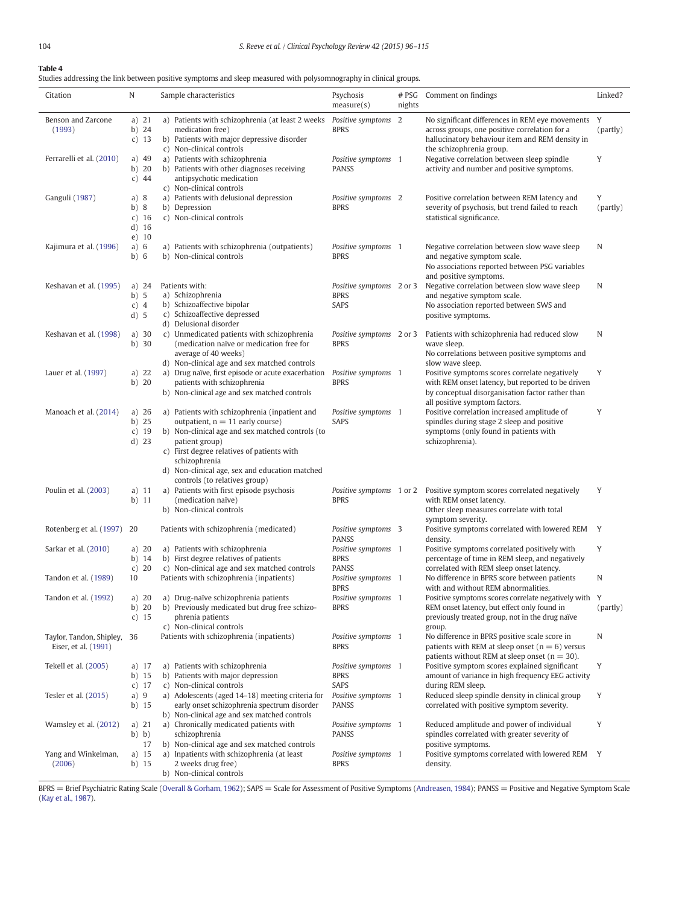**Table 4**
Studies addressing the link between positive symptoms and sleep measured with polysomnography in clinical groups.

| Citation | N | Sample characteristics | Psychosis measure(s) | # PSG nights | Comment on findings | Linked? |
|---|---|---|---|---|---|---|
| Benson and Zarcone (1993) | a) 21<br>b) 24<br>c) 13 | a) Patients with schizophrenia (at least 2 weeks medication free)<br>b) Patients with major depressive disorder<br>c) Non-clinical controls | *Positive symptoms* BPRS | 2 | No significant differences in REM eye movements across groups, one positive correlation for a hallucinatory behaviour item and REM density in the schizophrenia group. | Y (partly) |
| Ferrarelli et al. (2010) | a) 49<br>b) 20<br>c) 44 | a) Patients with schizophrenia<br>b) Patients with other diagnoses receiving antipsychotic medication<br>c) Non-clinical controls | *Positive symptoms* PANSS | 1 | Negative correlation between sleep spindle activity and number and positive symptoms. | Y |
| Ganguli (1987) | a) 8<br>b) 8<br>c) 16<br>d) 16<br>e) 10 | a) Patients with delusional depression<br>b) Depression<br>c) Non-clinical controls | *Positive symptoms* BPRS | 2 | Positive correlation between REM latency and severity of psychosis, but trend failed to reach statistical significance. | Y (partly) |
| Kajimura et al. (1996) | a) 6<br>b) 6 | a) Patients with schizophrenia (outpatients)<br>b) Non-clinical controls | *Positive symptoms* BPRS | 1 | Negative correlation between slow wave sleep and negative symptom scale.<br>No associations reported between PSG variables and positive symptoms. | N |
| Keshavan et al. (1995) | a) 24<br>b) 5<br>c) 4<br>d) 5 | Patients with:<br>a) Schizophrenia<br>b) Schizoaffective bipolar<br>c) Schizoaffective depressed<br>d) Delusional disorder | *Positive symptoms* BPRS<br>SAPS | 2 or 3 | Negative correlation between slow wave sleep and negative symptom scale.<br>No association reported between SWS and positive symptoms. | N |
| Keshavan et al. (1998) | a) 30<br>b) 30 | c) Unmedicated patients with schizophrenia (medication naïve or medication free for average of 40 weeks)<br>d) Non-clinical age and sex matched controls | *Positive symptoms* BPRS | 2 or 3 | Patients with schizophrenia had reduced slow wave sleep.<br>No correlations between positive symptoms and slow wave sleep. | N |
| Lauer et al. (1997) | a) 22<br>b) 20 | a) Drug naïve, first episode or acute exacerbation patients with schizophrenia<br>b) Non-clinical age and sex matched controls | *Positive symptoms* BPRS | 1 | Positive symptoms scores correlate negatively with REM onset latency, but reported to be driven by conceptual disorganisation factor rather than all positive symptom factors. | Y |
| Manoach et al. (2014) | a) 26<br>b) 25<br>c) 19<br>d) 23 | a) Patients with schizophrenia (inpatient and outpatient, n = 11 early course)<br>b) Non-clinical age and sex matched controls (to patient group)<br>c) First degree relatives of patients with schizophrenia<br>d) Non-clinical age, sex and education matched controls (to relatives group) | *Positive symptoms* SAPS | 1 | Positive correlation increased amplitude of spindles during stage 2 sleep and positive symptoms (only found in patients with schizophrenia). | Y |
| Poulin et al. (2003) | a) 11<br>b) 11 | a) Patients with first episode psychosis (medication naïve)<br>b) Non-clinical controls | *Positive symptoms* BPRS | 1 or 2 | Positive symptom scores correlated negatively with REM onset latency.<br>Other sleep measures correlate with total symptom severity. | Y |
| Rotenberg et al. (1997) | 20 | Patients with schizophrenia (medicated) | *Positive symptoms* PANSS | 3 | Positive symptoms correlated with lowered REM density. | Y |
| Sarkar et al. (2010) | a) 20<br>b) 14<br>c) 20 | a) Patients with schizophrenia<br>b) First degree relatives of patients<br>c) Non-clinical age and sex matched controls | *Positive symptoms* BPRS<br>PANSS | 1 | Positive symptoms correlated positively with percentage of time in REM sleep, and negatively correlated with REM sleep onset latency. | Y |
| Tandon et al. (1989) | 10 | Patients with schizophrenia (inpatients) | *Positive symptoms* BPRS | 1 | No difference in BPRS score between patients with and without REM abnormalities. | N |
| Tandon et al. (1992) | a) 20<br>b) 20<br>c) 15 | a) Drug-naïve schizophrenia patients<br>b) Previously medicated but drug free schizophrenia patients<br>c) Non-clinical controls | *Positive symptoms* BPRS | 1 | Positive symptoms scores correlate negatively with REM onset latency, but effect only found in previously treated group, not in the drug naïve group. | Y (partly) |
| Taylor, Tandon, Shipley, Eiser, et al. (1991) | 36 | Patients with schizophrenia (inpatients) | *Positive symptoms* BPRS | 1 | No difference in BPRS positive scale score in patients with REM at sleep onset (n = 6) versus patients without REM at sleep onset (n = 30). | N |
| Tekell et al. (2005) | a) 17<br>b) 15<br>c) 17 | a) Patients with schizophrenia<br>b) Patients with major depression<br>c) Non-clinical controls | *Positive symptoms* BPRS<br>SAPS | 1 | Positive symptom scores explained significant amount of variance in high frequency EEG activity during REM sleep. | Y |
| Tesler et al. (2015) | a) 9<br>b) 15 | a) Adolescents (aged 14–18) meeting criteria for early onset schizophrenia spectrum disorder<br>b) Non-clinical age and sex matched controls | *Positive symptoms* PANSS | 1 | Reduced sleep spindle density in clinical group correlated with positive symptom severity. | Y |
| Wamsley et al. (2012) | a) 21<br>b) b) 17 | a) Chronically medicated patients with schizophrenia<br>b) Non-clinical age and sex matched controls | *Positive symptoms* PANSS | 1 | Reduced amplitude and power of individual spindles correlated with greater severity of positive symptoms. | Y |
| Yang and Winkelman, (2006) | a) 15<br>b) 15 | a) Inpatients with schizophrenia (at least 2 weeks drug free)<br>b) Non-clinical controls | *Positive symptoms* BPRS | 1 | Positive symptoms correlated with lowered REM density. | Y |

BPRS = Brief Psychiatric Rating Scale (Overall & Gorham, 1962); SAPS = Scale for Assessment of Positive Symptoms (Andreasen, 1984); PANSS = Positive and Negative Symptom Scale (Kay et al., 1987).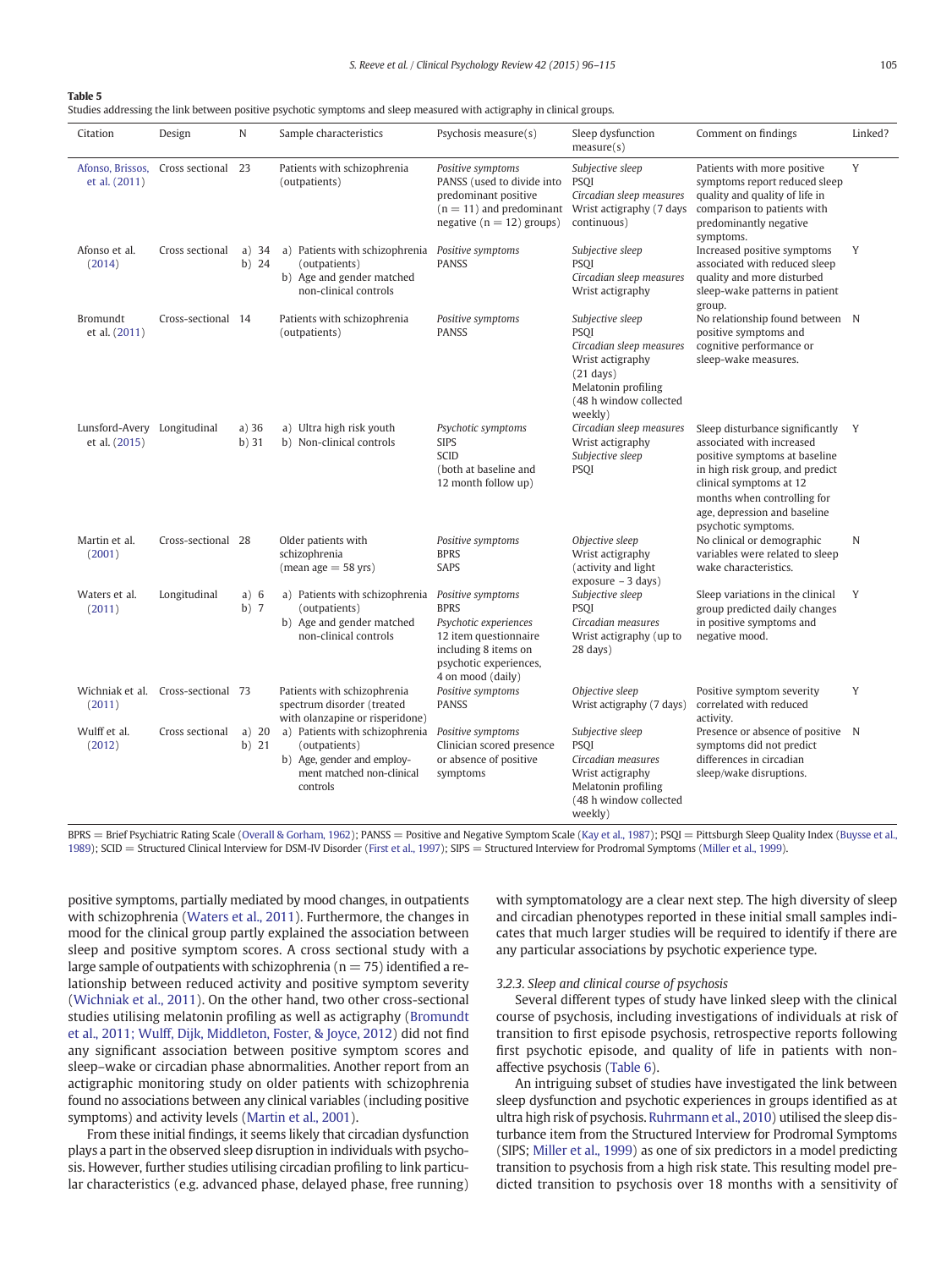**Table 5**
Studies addressing the link between positive psychotic symptoms and sleep measured with actigraphy in clinical groups.

| Citation | Design | N | Sample characteristics | Psychosis measure(s) | Sleep dysfunction measure(s) | Comment on findings | Linked? |
|---|---|---|---|---|---|---|---|
| Afonso, Brissos, et al. (2011) | Cross sectional | 23 | Patients with schizophrenia (outpatients) | *Positive symptoms* PANSS (used to divide into predominant positive (n = 11) and predominant negative (n = 12) groups) | *Subjective sleep* PSQI *Circadian sleep measures* Wrist actigraphy (7 days continuous) | Patients with more positive symptoms report reduced sleep quality and quality of life in comparison to patients with predominantly negative symptoms. | Y |
| Afonso et al. (2014) | Cross sectional | a) 34 b) 24 | a) Patients with schizophrenia (outpatients) b) Age and gender matched non-clinical controls | *Positive symptoms* PANSS | *Subjective sleep* PSQI *Circadian sleep measures* Wrist actigraphy | Increased positive symptoms associated with reduced sleep quality and more disturbed sleep-wake patterns in patient group. | Y |
| Bromundt et al. (2011) | Cross-sectional | 14 | Patients with schizophrenia (outpatients) | *Positive symptoms* PANSS | *Subjective sleep* PSQI *Circadian sleep measures* Wrist actigraphy (21 days) Melatonin profiling (48 h window collected weekly) | No relationship found between positive symptoms and cognitive performance or sleep-wake measures. | N |
| Lunsford-Avery et al. (2015) | Longitudinal | a) 36 b) 31 | a) Ultra high risk youth b) Non-clinical controls | *Psychotic symptoms* SIPS SCID (both at baseline and 12 month follow up) | *Circadian sleep measures* Wrist actigraphy *Subjective sleep* PSQI | Sleep disturbance significantly associated with increased positive symptoms at baseline in high risk group, and predict clinical symptoms at 12 months when controlling for age, depression and baseline psychotic symptoms. | Y |
| Martin et al. (2001) | Cross-sectional | 28 | Older patients with schizophrenia (mean age = 58 yrs) | *Positive symptoms* BPRS SAPS | *Objective sleep* Wrist actigraphy (activity and light exposure – 3 days) | No clinical or demographic variables were related to sleep wake characteristics. | N |
| Waters et al. (2011) | Longitudinal | a) 6 b) 7 | a) Patients with schizophrenia (outpatients) b) Age and gender matched non-clinical controls | *Positive symptoms* BPRS *Psychotic experiences* 12 item questionnaire including 8 items on psychotic experiences, 4 on mood (daily) | *Subjective sleep* PSQI *Circadian measures* Wrist actigraphy (up to 28 days) | Sleep variations in the clinical group predicted daily changes in positive symptoms and negative mood. | Y |
| Wichniak et al. (2011) | Cross-sectional | 73 | Patients with schizophrenia spectrum disorder (treated with olanzapine or risperidone) | *Positive symptoms* PANSS | *Objective sleep* Wrist actigraphy (7 days) | Positive symptom severity correlated with reduced activity. | Y |
| Wulff et al. (2012) | Cross sectional | a) 20 b) 21 | a) Patients with schizophrenia (outpatients) b) Age, gender and employment matched non-clinical controls | *Positive symptoms* Clinician scored presence or absence of positive symptoms | *Subjective sleep* PSQI *Circadian measures* Wrist actigraphy Melatonin profiling (48 h window collected weekly) | Presence or absence of positive symptoms did not predict differences in circadian sleep/wake disruptions. | N |

BPRS = Brief Psychiatric Rating Scale (Overall & Gorham, 1962); PANSS = Positive and Negative Symptom Scale (Kay et al., 1987); PSQI = Pittsburgh Sleep Quality Index (Buysse et al., 1989); SCID = Structured Clinical Interview for DSM-IV Disorder (First et al., 1997); SIPS = Structured Interview for Prodromal Symptoms (Miller et al., 1999).

positive symptoms, partially mediated by mood changes, in outpatients with schizophrenia (Waters et al., 2011). Furthermore, the changes in mood for the clinical group partly explained the association between sleep and positive symptom scores. A cross sectional study with a large sample of outpatients with schizophrenia (n = 75) identified a relationship between reduced activity and positive symptom severity (Wichniak et al., 2011). On the other hand, two other cross-sectional studies utilising melatonin profiling as well as actigraphy (Bromundt et al., 2011; Wulff, Dijk, Middleton, Foster, & Joyce, 2012) did not find any significant association between positive symptom scores and sleep–wake or circadian phase abnormalities. Another report from an actigraphic monitoring study on older patients with schizophrenia found no associations between any clinical variables (including positive symptoms) and activity levels (Martin et al., 2001).

From these initial findings, it seems likely that circadian dysfunction plays a part in the observed sleep disruption in individuals with psychosis. However, further studies utilising circadian profiling to link particular characteristics (e.g. advanced phase, delayed phase, free running) with symptomatology are a clear next step. The high diversity of sleep and circadian phenotypes reported in these initial small samples indicates that much larger studies will be required to identify if there are any particular associations by psychotic experience type.

### 3.2.3. Sleep and clinical course of psychosis

Several different types of study have linked sleep with the clinical course of psychosis, including investigations of individuals at risk of transition to first episode psychosis, retrospective reports following first psychotic episode, and quality of life in patients with non-affective psychosis (Table 6).

An intriguing subset of studies have investigated the link between sleep dysfunction and psychotic experiences in groups identified as at ultra high risk of psychosis. Ruhrmann et al., 2010) utilised the sleep disturbance item from the Structured Interview for Prodromal Symptoms (SIPS; Miller et al., 1999) as one of six predictors in a model predicting transition to psychosis from a high risk state. This resulting model predicted transition to psychosis over 18 months with a sensitivity of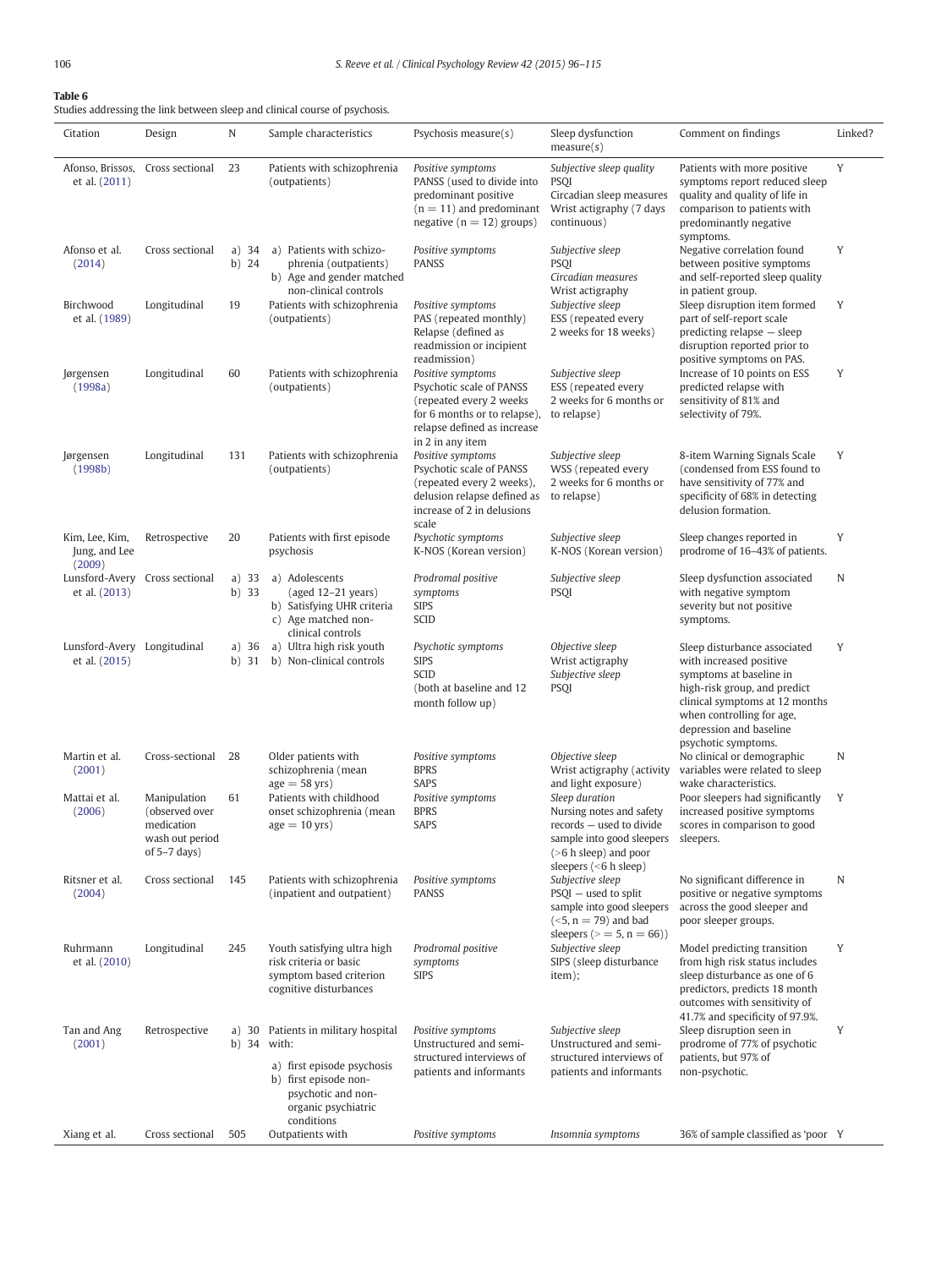**Table 6**
Studies addressing the link between sleep and clinical course of psychosis.

| Citation | Design | N | Sample characteristics | Psychosis measure(s) | Sleep dysfunction measure(s) | Comment on findings | Linked? |
|---|---|---|---|---|---|---|---|
| Afonso, Brissos, et al. (2011) | Cross sectional | 23 | Patients with schizophrenia (outpatients) | *Positive symptoms* PANSS (used to divide into predominant positive (n = 11) and predominant negative (n = 12) groups) | *Subjective sleep quality* PSQI Circadian sleep measures Wrist actigraphy (7 days continuous) | Patients with more positive symptoms report reduced sleep quality and quality of life in comparison to patients with predominantly negative symptoms. | Y |
| Afonso et al. (2014) | Cross sectional | a) 34 b) 24 | a) Patients with schizophrenia (outpatients) b) Age and gender matched non-clinical controls | *Positive symptoms* PANSS | *Subjective sleep* PSQI *Circadian measures* Wrist actigraphy | Negative correlation found between positive symptoms and self-reported sleep quality in patient group. | Y |
| Birchwood et al. (1989) | Longitudinal | 19 | Patients with schizophrenia (outpatients) | *Positive symptoms* PAS (repeated monthly) Relapse (defined as readmission or incipient readmission) | *Subjective sleep* ESS (repeated every 2 weeks for 18 weeks) | Sleep disruption item formed part of self-report scale predicting relapse — sleep disruption reported prior to positive symptoms on PAS. | Y |
| Jørgensen (1998a) | Longitudinal | 60 | Patients with schizophrenia (outpatients) | *Positive symptoms* Psychotic scale of PANSS (repeated every 2 weeks for 6 months or to relapse), relapse defined as increase in 2 in any item | *Subjective sleep* ESS (repeated every 2 weeks for 6 months or to relapse) | Increase of 10 points on ESS predicted relapse with sensitivity of 81% and selectivity of 79%. | Y |
| Jørgensen (1998b) | Longitudinal | 131 | Patients with schizophrenia (outpatients) | *Positive symptoms* Psychotic scale of PANSS (repeated every 2 weeks), delusion relapse defined as increase of 2 in delusions scale | *Subjective sleep* WSS (repeated every 2 weeks for 6 months or to relapse) | 8-item Warning Signals Scale (condensed from ESS found to have sensitivity of 77% and specificity of 68% in detecting delusion formation. | Y |
| Kim, Lee, Kim, Jung, and Lee (2009) | Retrospective | 20 | Patients with first episode psychosis | *Psychotic symptoms* K-NOS (Korean version) | *Subjective sleep* K-NOS (Korean version) | Sleep changes reported in prodrome of 16–43% of patients. | Y |
| Lunsford-Avery et al. (2013) | Cross sectional | a) 33 b) 33 | a) Adolescents (aged 12–21 years) b) Satisfying UHR criteria c) Age matched non-clinical controls | *Prodromal positive symptoms* SIPS SCID | *Subjective sleep* PSQI | Sleep dysfunction associated with negative symptom severity but not positive symptoms. | N |
| Lunsford-Avery et al. (2015) | Longitudinal | a) 36 b) 31 | a) Ultra high risk youth b) Non-clinical controls | *Psychotic symptoms* SIPS SCID (both at baseline and 12 month follow up) | *Objective sleep* Wrist actigraphy *Subjective sleep* PSQI | Sleep disturbance associated with increased positive symptoms at baseline in high-risk group, and predict clinical symptoms at 12 months when controlling for age, depression and baseline psychotic symptoms. | Y |
| Martin et al. (2001) | Cross-sectional | 28 | Older patients with schizophrenia (mean age = 58 yrs) | *Positive symptoms* BPRS SAPS | *Objective sleep* Wrist actigraphy (activity and light exposure) | No clinical or demographic variables were related to sleep wake characteristics. | N |
| Mattai et al. (2006) | Manipulation (observed over medication wash out period of 5–7 days) | 61 | Patients with childhood onset schizophrenia (mean age = 10 yrs) | *Positive symptoms* BPRS SAPS | *Sleep duration* Nursing notes and safety records — used to divide sample into good sleepers (>6 h sleep) and poor sleepers (<6 h sleep) | Poor sleepers had significantly increased positive symptoms scores in comparison to good sleepers. | Y |
| Ritsner et al. (2004) | Cross sectional | 145 | Patients with schizophrenia (inpatient and outpatient) | *Positive symptoms* PANSS | *Subjective sleep* PSQI — used to split sample into good sleepers (<5, n = 79) and bad sleepers (>= 5, n = 66)) | No significant difference in positive or negative symptoms across the good sleeper and poor sleeper groups. | N |
| Ruhrmann et al. (2010) | Longitudinal | 245 | Youth satisfying ultra high risk criteria or basic symptom based criterion cognitive disturbances | *Prodromal positive symptoms* SIPS | *Subjective sleep* SIPS (sleep disturbance item); | Model predicting transition from high risk status includes sleep disturbance as one of 6 predictors, predicts 18 month outcomes with sensitivity of 41.7% and specificity of 97.9%. | Y |
| Tan and Ang (2001) | Retrospective | a) 30 b) 34 | Patients in military hospital with: a) first episode psychosis b) first episode non-psychotic and non-organic psychiatric conditions | *Positive symptoms* Unstructured and semi-structured interviews of patients and informants | *Subjective sleep* Unstructured and semi-structured interviews of patients and informants | Sleep disruption seen in prodrome of 77% of psychotic patients, but 97% of non-psychotic. | Y |
| Xiang et al. | Cross sectional | 505 | Outpatients with | *Positive symptoms* | *Insomnia symptoms* | 36% of sample classified as 'poor | Y |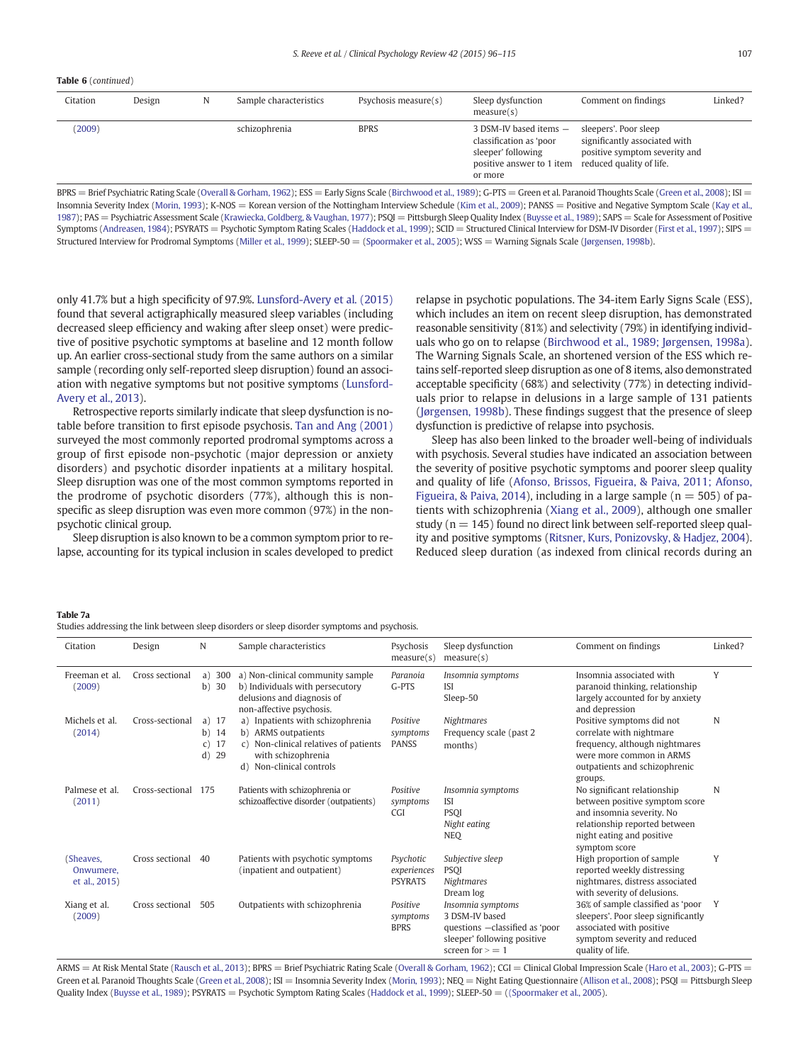**Table 6** (*continued*)

| Citation | Design | N | Sample characteristics | Psychosis measure(s) | Sleep dysfunction measure(s) | Comment on findings | Linked? |
|---|---|---|---|---|---|---|---|
| (2009) | | | schizophrenia | BPRS | 3 DSM-IV based items – classification as 'poor sleeper' following positive answer to 1 item or more | sleepers'. Poor sleep significantly associated with positive symptom severity and reduced quality of life. | |

BPRS = Brief Psychiatric Rating Scale (Overall & Gorham, 1962); ESS = Early Signs Scale (Birchwood et al., 1989); G-PTS = Green et al. Paranoid Thoughts Scale (Green et al., 2008); ISI = Insomnia Severity Index (Morin, 1993); K-NOS = Korean version of the Nottingham Interview Schedule (Kim et al., 2009); PANSS = Positive and Negative Symptom Scale (Kay et al., 1987); PAS = Psychiatric Assessment Scale (Krawiecka, Goldberg, & Vaughan, 1977); PSQI = Pittsburgh Sleep Quality Index (Buysse et al., 1989); SAPS = Scale for Assessment of Positive Symptoms (Andreasen, 1984); PSYRATS = Psychotic Symptom Rating Scales (Haddock et al., 1999); SCID = Structured Clinical Interview for DSM-IV Disorder (First et al., 1997); SIPS = Structured Interview for Prodromal Symptoms (Miller et al., 1999); SLEEP-50 = (Spoormaker et al., 2005); WSS = Warning Signals Scale (Jørgensen, 1998b).

only 41.7% but a high specificity of 97.9%. Lunsford-Avery et al. (2015) found that several actigraphically measured sleep variables (including decreased sleep efficiency and waking after sleep onset) were predictive of positive psychotic symptoms at baseline and 12 month follow up. An earlier cross-sectional study from the same authors on a similar sample (recording only self-reported sleep disruption) found an association with negative symptoms but not positive symptoms (Lunsford-Avery et al., 2013).

Retrospective reports similarly indicate that sleep dysfunction is notable before transition to first episode psychosis. Tan and Ang (2001) surveyed the most commonly reported prodromal symptoms across a group of first episode non-psychotic (major depression or anxiety disorders) and psychotic disorder inpatients at a military hospital. Sleep disruption was one of the most common symptoms reported in the prodrome of psychotic disorders (77%), although this is non-specific as sleep disruption was even more common (97%) in the non-psychotic clinical group.

Sleep disruption is also known to be a common symptom prior to relapse, accounting for its typical inclusion in scales developed to predict relapse in psychotic populations. The 34-item Early Signs Scale (ESS), which includes an item on recent sleep disruption, has demonstrated reasonable sensitivity (81%) and selectivity (79%) in identifying individuals who go on to relapse (Birchwood et al., 1989; Jørgensen, 1998a). The Warning Signals Scale, an shortened version of the ESS which retains self-reported sleep disruption as one of 8 items, also demonstrated acceptable specificity (68%) and selectivity (77%) in detecting individuals prior to relapse in delusions in a large sample of 131 patients (Jørgensen, 1998b). These findings suggest that the presence of sleep dysfunction is predictive of relapse into psychosis.

Sleep has also been linked to the broader well-being of individuals with psychosis. Several studies have indicated an association between the severity of positive psychotic symptoms and poorer sleep quality and quality of life (Afonso, Brissos, Figueira, & Paiva, 2011; Afonso, Figueira, & Paiva, 2014), including in a large sample (n = 505) of patients with schizophrenia (Xiang et al., 2009), although one smaller study (n = 145) found no direct link between self-reported sleep quality and positive symptoms (Ritsner, Kurs, Ponizovsky, & Hadjez, 2004). Reduced sleep duration (as indexed from clinical records during an

**Table 7a**
Studies addressing the link between sleep disorders or sleep disorder symptoms and psychosis.

| Citation | Design | N | Sample characteristics | Psychosis measure(s) | Sleep dysfunction measure(s) | Comment on findings | Linked? |
|---|---|---|---|---|---|---|---|
| Freeman et al. (2009) | Cross sectional | a) 300<br>b) 30 | a) Non-clinical community sample<br>b) Individuals with persecutory delusions and diagnosis of non-affective psychosis. | *Paranoia*<br>G-PTS | *Insomnia symptoms*<br>ISI<br>Sleep-50 | Insomnia associated with paranoid thinking, relationship largely accounted for by anxiety and depression | Y |
| Michels et al. (2014) | Cross-sectional | a) 17<br>b) 14<br>c) 17<br>d) 29 | a) Inpatients with schizophrenia<br>b) ARMS outpatients<br>c) Non-clinical relatives of patients with schizophrenia<br>d) Non-clinical controls | *Positive symptoms*<br>PANSS | *Nightmares*<br>Frequency scale (past 2 months) | Positive symptoms did not correlate with nightmare frequency, although nightmares were more common in ARMS outpatients and schizophrenic groups. | N |
| Palmese et al. (2011) | Cross-sectional | 175 | Patients with schizophrenia or schizoaffective disorder (outpatients) | *Positive symptoms*<br>CGI | *Insomnia symptoms*<br>ISI<br>PSQI<br>*Night eating*<br>NEQ | No significant relationship between positive symptom score and insomnia severity. No relationship reported between night eating and positive symptom score | N |
| (Sheaves, Onwumere, et al., 2015) | Cross sectional | 40 | Patients with psychotic symptoms (inpatient and outpatient) | *Psychotic experiences*<br>PSYRATS | *Subjective sleep*<br>PSQI<br>*Nightmares*<br>Dream log | High proportion of sample reported weekly distressing nightmares, distress associated with severity of delusions. | Y |
| Xiang et al. (2009) | Cross sectional | 505 | Outpatients with schizophrenia | *Positive symptoms*<br>BPRS | *Insomnia symptoms*<br>3 DSM-IV based questions –classified as 'poor sleeper' following positive screen for >= 1 | 36% of sample classified as 'poor sleepers'. Poor sleep significantly associated with positive symptom severity and reduced quality of life. | Y |

ARMS = At Risk Mental State (Rausch et al., 2013); BPRS = Brief Psychiatric Rating Scale (Overall & Gorham, 1962); CGI = Clinical Global Impression Scale (Haro et al., 2003); G-PTS = Green et al. Paranoid Thoughts Scale (Green et al., 2008); ISI = Insomnia Severity Index (Morin, 1993); NEQ = Night Eating Questionnaire (Allison et al., 2008); PSQI = Pittsburgh Sleep Quality Index (Buysse et al., 1989); PSYRATS = Psychotic Symptom Rating Scales (Haddock et al., 1999); SLEEP-50 = ((Spoormaker et al., 2005).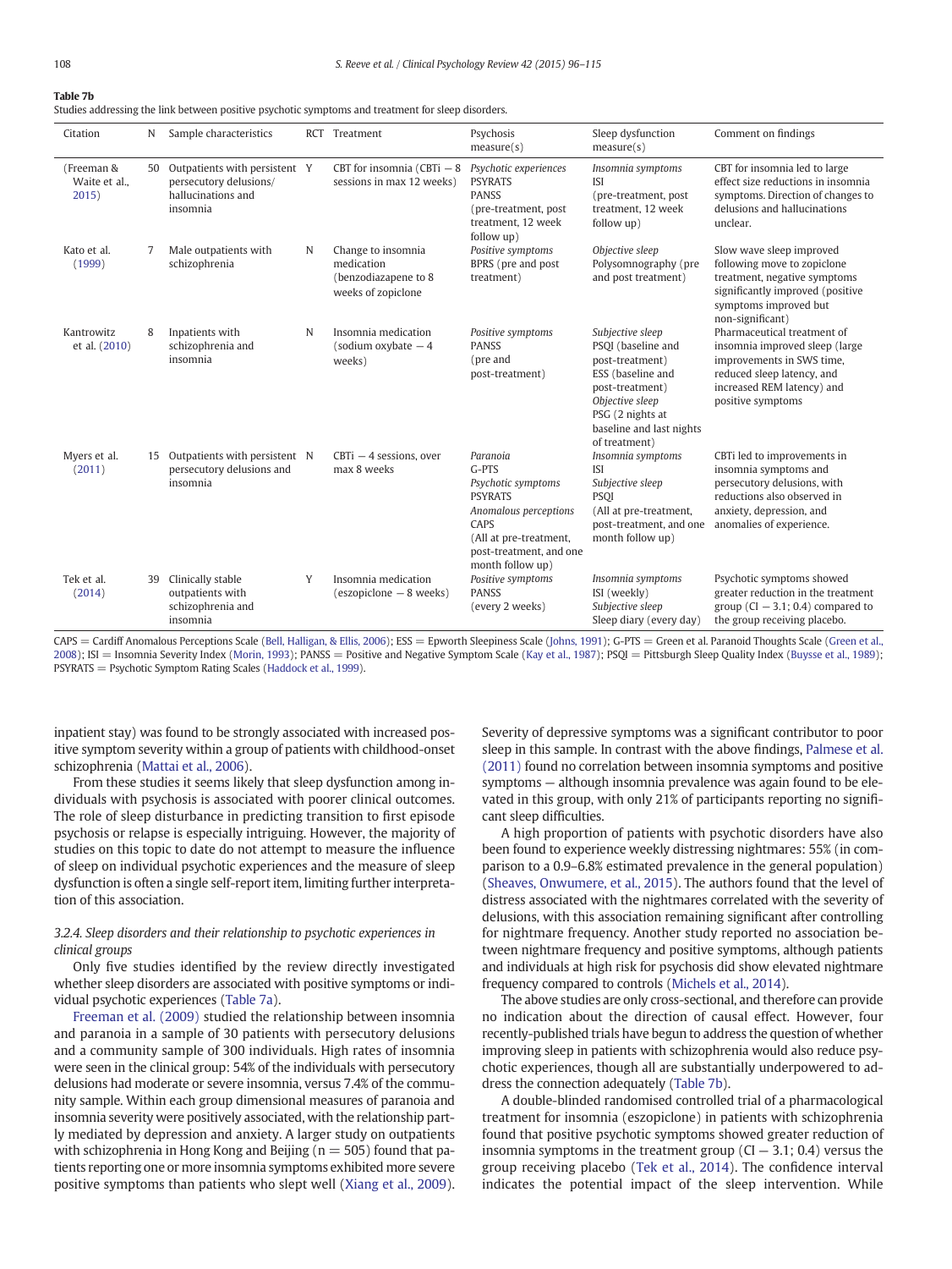**Table 7b**
Studies addressing the link between positive psychotic symptoms and treatment for sleep disorders.

| Citation | N | Sample characteristics | RCT | Treatment | Psychosis measure(s) | Sleep dysfunction measure(s) | Comment on findings |
|---|---|---|---|---|---|---|---|
| (Freeman & Waite et al., 2015) | 50 | Outpatients with persistent persecutory delusions/ hallucinations and insomnia | Y | CBT for insomnia (CBTi – 8 sessions in max 12 weeks) | *Psychotic experiences* PSYRATS PANSS (pre-treatment, post treatment, 12 week follow up) | *Insomnia symptoms* ISI (pre-treatment, post treatment, 12 week follow up) | CBT for insomnia led to large effect size reductions in insomnia symptoms. Direction of changes to delusions and hallucinations unclear. |
| Kato et al. (1999) | 7 | Male outpatients with schizophrenia | N | Change to insomnia medication (benzodiazapene to 8 weeks of zopiclone | *Positive symptoms* BPRS (pre and post treatment) | *Objective sleep* Polysomnography (pre and post treatment) | Slow wave sleep improved following move to zopiclone treatment, negative symptoms significantly improved (positive symptoms improved but non-significant) |
| Kantrowitz et al. (2010) | 8 | Inpatients with schizophrenia and insomnia | N | Insomnia medication (sodium oxybate – 4 weeks) | *Positive symptoms* PANSS (pre and post-treatment) | *Subjective sleep* PSQI (baseline and post-treatment) ESS (baseline and post-treatment) *Objective sleep* PSG (2 nights at baseline and last nights of treatment) | Pharmaceutical treatment of insomnia improved sleep (large improvements in SWS time, reduced sleep latency, and increased REM latency) and positive symptoms |
| Myers et al. (2011) | 15 | Outpatients with persistent persecutory delusions and insomnia | N | CBTi – 4 sessions, over max 8 weeks | *Paranoia* G-PTS *Psychotic symptoms* PSYRATS *Anomalous perceptions* CAPS (All at pre-treatment, post-treatment, and one month follow up) | *Insomnia symptoms* ISI *Subjective sleep* PSQI (All at pre-treatment, post-treatment and one month follow up) | CBTi led to improvements in insomnia symptoms and persecutory delusions, with reductions also observed in anxiety, depression, and anomalies of experience. |
| Tek et al. (2014) | 39 | Clinically stable outpatients with schizophrenia and insomnia | Y | Insomnia medication (eszopiclone – 8 weeks) | *Positive symptoms* PANSS (every 2 weeks) | *Insomnia symptoms* ISI (weekly) *Subjective sleep* Sleep diary (every day) | Psychotic symptoms showed greater reduction in the treatment group (CI – 3.1; 0.4) compared to the group receiving placebo. |

CAPS = Cardiff Anomalous Perceptions Scale (Bell, Halligan, & Ellis, 2006); ESS = Epworth Sleepiness Scale (Johns, 1991); G-PTS = Green et al. Paranoid Thoughts Scale (Green et al., 2008); ISI = Insomnia Severity Index (Morin, 1993); PANSS = Positive and Negative Symptom Scale (Kay et al., 1987); PSQI = Pittsburgh Sleep Quality Index (Buysse et al., 1989); PSYRATS = Psychotic Symptom Rating Scales (Haddock et al., 1999).

inpatient stay) was found to be strongly associated with increased positive symptom severity within a group of patients with childhood-onset schizophrenia (Mattai et al., 2006).

From these studies it seems likely that sleep dysfunction among individuals with psychosis is associated with poorer clinical outcomes. The role of sleep disturbance in predicting transition to first episode psychosis or relapse is especially intriguing. However, the majority of studies on this topic to date do not attempt to measure the influence of sleep on individual psychotic experiences and the measure of sleep dysfunction is often a single self-report item, limiting further interpretation of this association.

#### 3.2.4. Sleep disorders and their relationship to psychotic experiences in clinical groups

Only five studies identified by the review directly investigated whether sleep disorders are associated with positive symptoms or individual psychotic experiences (Table 7a).

Freeman et al. (2009) studied the relationship between insomnia and paranoia in a sample of 30 patients with persecutory delusions and a community sample of 300 individuals. High rates of insomnia were seen in the clinical group: 54% of the individuals with persecutory delusions had moderate or severe insomnia, versus 7.4% of the community sample. Within each group dimensional measures of paranoia and insomnia severity were positively associated, with the relationship partly mediated by depression and anxiety. A larger study on outpatients with schizophrenia in Hong Kong and Beijing (n = 505) found that patients reporting one or more insomnia symptoms exhibited more severe positive symptoms than patients who slept well (Xiang et al., 2009). Severity of depressive symptoms was a significant contributor to poor sleep in this sample. In contrast with the above findings, Palmese et al. (2011) found no correlation between insomnia symptoms and positive symptoms – although insomnia prevalence was again found to be elevated in this group, with only 21% of participants reporting no significant sleep difficulties.

A high proportion of patients with psychotic disorders have also been found to experience weekly distressing nightmares: 55% (in comparison to a 0.9–6.8% estimated prevalence in the general population) (Sheaves, Onwumere, et al., 2015). The authors found that the level of distress associated with the nightmares correlated with the severity of delusions, with this association remaining significant after controlling for nightmare frequency. Another study reported no association between nightmare frequency and positive symptoms, although patients and individuals at high risk for psychosis did show elevated nightmare frequency compared to controls (Michels et al., 2014).

The above studies are only cross-sectional, and therefore can provide no indication about the direction of causal effect. However, four recently-published trials have begun to address the question of whether improving sleep in patients with schizophrenia would also reduce psychotic experiences, though all are substantially underpowered to address the connection adequately (Table 7b).

A double-blinded randomised controlled trial of a pharmacological treatment for insomnia (eszopiclone) in patients with schizophrenia found that positive psychotic symptoms showed greater reduction of insomnia symptoms in the treatment group (CI – 3.1; 0.4) versus the group receiving placebo (Tek et al., 2014). The confidence interval indicates the potential impact of the sleep intervention. While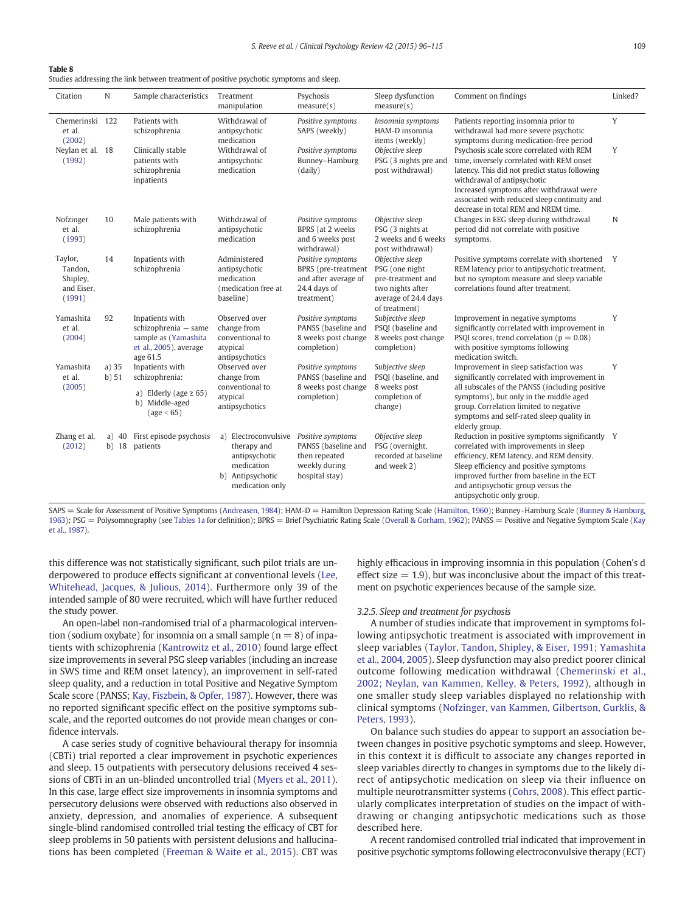**Table 8**
Studies addressing the link between treatment of positive psychotic symptoms and sleep.

| Citation | N | Sample characteristics | Treatment manipulation | Psychosis measure(s) | Sleep dysfunction measure(s) | Comment on findings | Linked? |
|---|---|---|---|---|---|---|---|
| Chemerinski et al. (2002) | 122 | Patients with schizophrenia | Withdrawal of antipsychotic medication | *Positive symptoms* SAPS (weekly) | *Insomnia symptoms* HAM-D insomnia items (weekly) | Patients reporting insomnia prior to withdrawal had more severe psychotic symptoms during medication-free period | Y |
| Neylan et al. (1992) | 18 | Clinically stable patients with schizophrenia inpatients | Withdrawal of antipsychotic medication | *Positive symptoms* Bunney–Hamburg (daily) | *Objective sleep* PSG (3 nights pre and post withdrawal) | Psychosis scale score correlated with REM time, inversely correlated with REM onset latency. This did not predict status following withdrawal of antipsychotic<br>Increased symptoms after withdrawal were associated with reduced sleep continuity and decrease in total REM and NREM time. | Y |
| Nofzinger et al. (1993) | 10 | Male patients with schizophrenia | Withdrawal of antipsychotic medication | *Positive symptoms* BPRS (at 2 weeks and 6 weeks post withdrawal) | *Objective sleep* PSG (3 nights at 2 weeks and 6 weeks post withdrawal) | Changes in EEG sleep during withdrawal period did not correlate with positive symptoms. | N |
| Taylor, Tandon, Shipley, and Eiser, (1991) | 14 | Inpatients with schizophrenia | Administered antipsychotic medication (medication free at baseline) | *Positive symptoms* BPRS (pre-treatment and after average of 24.4 days of treatment) | *Objective sleep* PSG (one night pre-treatment and two nights after average of 24.4 days of treatment) | Positive symptoms correlate with shortened REM latency prior to antipsychotic treatment, but no symptom measure and sleep variable correlations found after treatment. | Y |
| Yamashita et al. (2004) | 92 | Inpatients with schizophrenia — same sample as (Yamashita et al., 2005), average age 61.5 | Observed over change from conventional to atypical antipsychotics | *Positive symptoms* PANSS (baseline and 8 weeks post change completion) | *Subjective sleep* PSQI (baseline and 8 weeks post change completion) | Improvement in negative symptoms significantly correlated with improvement in PSQI scores, trend correlation (p = 0.08) with positive symptoms following medication switch. | Y |
| Yamashita et al. (2005) | a) 35<br>b) 51 | Inpatients with schizophrenia:<br>a) Elderly (age ≥ 65)<br>b) Middle-aged (age < 65) | Observed over change from conventional to atypical antipsychotics | *Positive symptoms* PANSS (baseline and 8 weeks post change completion) | *Subjective sleep* PSQI (baseline, and 8 weeks post completion of change) | Improvement in sleep satisfaction was significantly correlated with improvement in all subscales of the PANSS (including positive symptoms), but only in the middle aged group. Correlation limited to negative symptoms and self-rated sleep quality in elderly group. | Y |
| Zhang et al. (2012) | a) 40<br>b) 18 | First episode psychosis patients | a) Electroconvulsive therapy and antipsychotic medication<br>b) Antipsychotic medication only | *Positive symptoms* PANSS (baseline and then repeated weekly during hospital stay) | *Objective sleep* PSG (overnight, recorded at baseline and week 2) | Reduction in positive symptoms significantly correlated with improvements in sleep efficiency, REM latency, and REM density. Sleep efficiency and positive symptoms improved further from baseline in the ECT and antipsychotic group versus the antipsychotic only group. | Y |

SAPS = Scale for Assessment of Positive Symptoms (Andreasen, 1984); HAM-D = Hamilton Depression Rating Scale (Hamilton, 1960); Bunney–Hamburg Scale (Bunney & Hamburg, 1963); PSG = Polysomnography (see Tables 1a for definition); BPRS = Brief Psychiatric Rating Scale (Overall & Gorham, 1962); PANSS = Positive and Negative Symptom Scale (Kay et al., 1987).

this difference was not statistically significant, such pilot trials are underpowered to produce effects significant at conventional levels (Lee, Whitehead, Jacques, & Julious, 2014). Furthermore only 39 of the intended sample of 80 were recruited, which will have further reduced the study power.

An open-label non-randomised trial of a pharmacological intervention (sodium oxybate) for insomnia on a small sample ($n = 8$) of inpatients with schizophrenia (Kantrowitz et al., 2010) found large effect size improvements in several PSG sleep variables (including an increase in SWS time and REM onset latency), an improvement in self-rated sleep quality, and a reduction in total Positive and Negative Symptom Scale score (PANSS; Kay, Fiszbein, & Opfer, 1987). However, there was no reported significant specific effect on the positive symptoms subscale, and the reported outcomes do not provide mean changes or confidence intervals.

A case series study of cognitive behavioural therapy for insomnia (CBTi) trial reported a clear improvement in psychotic experiences and sleep. 15 outpatients with persecutory delusions received 4 sessions of CBTi in an un-blinded uncontrolled trial (Myers et al., 2011). In this case, large effect size improvements in insomnia symptoms and persecutory delusions were observed with reductions also observed in anxiety, depression, and anomalies of experience. A subsequent single-blind randomised controlled trial testing the efficacy of CBT for sleep problems in 50 patients with persistent delusions and hallucinations has been completed (Freeman & Waite et al., 2015). CBT was highly efficacious in improving insomnia in this population (Cohen's d effect size = 1.9), but was inconclusive about the impact of this treatment on psychotic experiences because of the sample size.

*3.2.5. Sleep and treatment for psychosis*

A number of studies indicate that improvement in symptoms following antipsychotic treatment is associated with improvement in sleep variables (Taylor, Tandon, Shipley, & Eiser, 1991; Yamashita et al., 2004, 2005). Sleep dysfunction may also predict poorer clinical outcome following medication withdrawal (Chemerinski et al., 2002; Neylan, van Kammen, Kelley, & Peters, 1992), although in one smaller study sleep variables displayed no relationship with clinical symptoms (Nofzinger, van Kammen, Gilbertson, Gurklis, & Peters, 1993).

On balance such studies do appear to support an association between changes in positive psychotic symptoms and sleep. However, in this context it is difficult to associate any changes reported in sleep variables directly to changes in symptoms due to the likely direct of antipsychotic medication on sleep via their influence on multiple neurotransmitter systems (Cohrs, 2008). This effect particularly complicates interpretation of studies on the impact of withdrawing or changing antipsychotic medications such as those described here.

A recent randomised controlled trial indicated that improvement in positive psychotic symptoms following electroconvulsive therapy (ECT)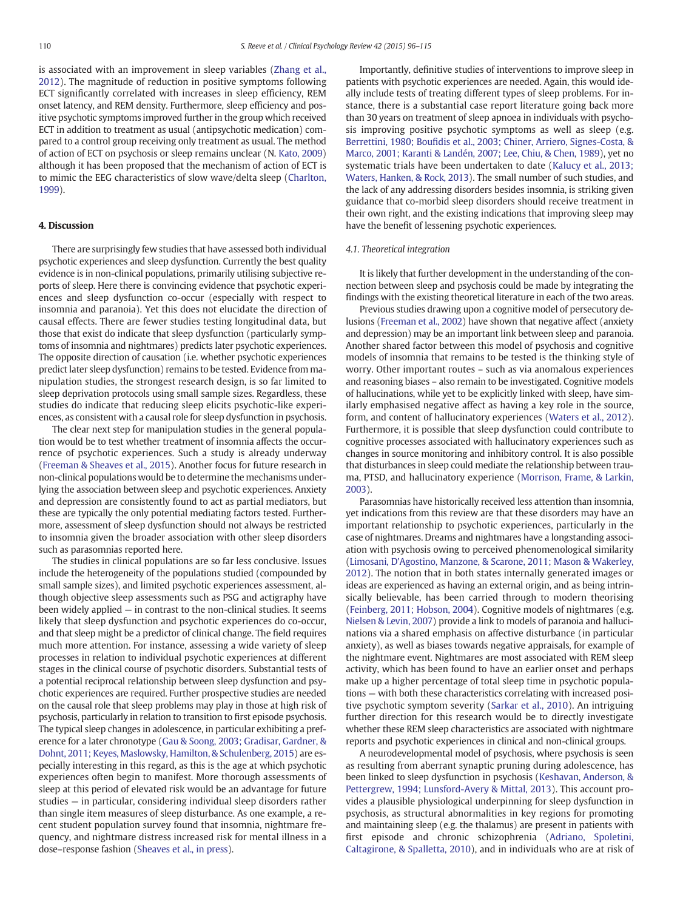is associated with an improvement in sleep variables (Zhang et al., 2012). The magnitude of reduction in positive symptoms following ECT significantly correlated with increases in sleep efficiency, REM onset latency, and REM density. Furthermore, sleep efficiency and positive psychotic symptoms improved further in the group which received ECT in addition to treatment as usual (antipsychotic medication) compared to a control group receiving only treatment as usual. The method of action of ECT on psychosis or sleep remains unclear (N. Kato, 2009) although it has been proposed that the mechanism of action of ECT is to mimic the EEG characteristics of slow wave/delta sleep (Charlton, 1999).

## 4. Discussion

There are surprisingly few studies that have assessed both individual psychotic experiences and sleep dysfunction. Currently the best quality evidence is in non-clinical populations, primarily utilising subjective reports of sleep. Here there is convincing evidence that psychotic experiences and sleep dysfunction co-occur (especially with respect to insomnia and paranoia). Yet this does not elucidate the direction of causal effects. There are fewer studies testing longitudinal data, but those that exist do indicate that sleep dysfunction (particularly symptoms of insomnia and nightmares) predicts later psychotic experiences. The opposite direction of causation (i.e. whether psychotic experiences predict later sleep dysfunction) remains to be tested. Evidence from manipulation studies, the strongest research design, is so far limited to sleep deprivation protocols using small sample sizes. Regardless, these studies do indicate that reducing sleep elicits psychotic-like experiences, as consistent with a causal role for sleep dysfunction in psychosis.

The clear next step for manipulation studies in the general population would be to test whether treatment of insomnia affects the occurrence of psychotic experiences. Such a study is already underway (Freeman & Sheaves et al., 2015). Another focus for future research in non-clinical populations would be to determine the mechanisms underlying the association between sleep and psychotic experiences. Anxiety and depression are consistently found to act as partial mediators, but these are typically the only potential mediating factors tested. Furthermore, assessment of sleep dysfunction should not always be restricted to insomnia given the broader association with other sleep disorders such as parasomnias reported here.

The studies in clinical populations are so far less conclusive. Issues include the heterogeneity of the populations studied (compounded by small sample sizes), and limited psychotic experiences assessment, although objective sleep assessments such as PSG and actigraphy have been widely applied — in contrast to the non-clinical studies. It seems likely that sleep dysfunction and psychotic experiences do co-occur, and that sleep might be a predictor of clinical change. The field requires much more attention. For instance, assessing a wide variety of sleep processes in relation to individual psychotic experiences at different stages in the clinical course of psychotic disorders. Substantial tests of a potential reciprocal relationship between sleep dysfunction and psychotic experiences are required. Further prospective studies are needed on the causal role that sleep problems may play in those at high risk of psychosis, particularly in relation to transition to first episode psychosis. The typical sleep changes in adolescence, in particular exhibiting a preference for a later chronotype (Gau & Soong, 2003; Gradisar, Gardner, & Dohnt, 2011; Keyes, Maslowsky, Hamilton, & Schulenberg, 2015) are especially interesting in this regard, as this is the age at which psychotic experiences often begin to manifest. More thorough assessments of sleep at this period of elevated risk would be an advantage for future studies — in particular, considering individual sleep disorders rather than single item measures of sleep disturbance. As one example, a recent student population survey found that insomnia, nightmare frequency, and nightmare distress increased risk for mental illness in a dose–response fashion (Sheaves et al., in press).

Importantly, definitive studies of interventions to improve sleep in patients with psychotic experiences are needed. Again, this would ideally include tests of treating different types of sleep problems. For instance, there is a substantial case report literature going back more than 30 years on treatment of sleep apnoea in individuals with psychosis improving positive psychotic symptoms as well as sleep (e.g. Berrettini, 1980; Boufidis et al., 2003; Chiner, Arriero, Signes-Costa, & Marco, 2001; Karanti & Landén, 2007; Lee, Chiu, & Chen, 1989), yet no systematic trials have been undertaken to date (Kalucy et al., 2013; Waters, Hanken, & Rock, 2013). The small number of such studies, and the lack of any addressing disorders besides insomnia, is striking given guidance that co-morbid sleep disorders should receive treatment in their own right, and the existing indications that improving sleep may have the benefit of lessening psychotic experiences.

### 4.1. Theoretical integration

It is likely that further development in the understanding of the connection between sleep and psychosis could be made by integrating the findings with the existing theoretical literature in each of the two areas.

Previous studies drawing upon a cognitive model of persecutory delusions (Freeman et al., 2002) have shown that negative affect (anxiety and depression) may be an important link between sleep and paranoia. Another shared factor between this model of psychosis and cognitive models of insomnia that remains to be tested is the thinking style of worry. Other important routes – such as via anomalous experiences and reasoning biases – also remain to be investigated. Cognitive models of hallucinations, while yet to be explicitly linked with sleep, have similarly emphasised negative affect as having a key role in the source, form, and content of hallucinatory experiences (Waters et al., 2012). Furthermore, it is possible that sleep dysfunction could contribute to cognitive processes associated with hallucinatory experiences such as changes in source monitoring and inhibitory control. It is also possible that disturbances in sleep could mediate the relationship between trauma, PTSD, and hallucinatory experience (Morrison, Frame, & Larkin, 2003).

Parasomnias have historically received less attention than insomnia, yet indications from this review are that these disorders may have an important relationship to psychotic experiences, particularly in the case of nightmares. Dreams and nightmares have a longstanding association with psychosis owing to perceived phenomenological similarity (Limosani, D'Agostino, Manzone, & Scarone, 2011; Mason & Wakerley, 2012). The notion that in both states internally generated images or ideas are experienced as having an external origin, and as being intrinsically believable, has been carried through to modern theorising (Feinberg, 2011; Hobson, 2004). Cognitive models of nightmares (e.g. Nielsen & Levin, 2007) provide a link to models of paranoia and hallucinations via a shared emphasis on affective disturbance (in particular anxiety), as well as biases towards negative appraisals, for example of the nightmare event. Nightmares are most associated with REM sleep activity, which has been found to have an earlier onset and perhaps make up a higher percentage of total sleep time in psychotic populations — with both these characteristics correlating with increased positive psychotic symptom severity (Sarkar et al., 2010). An intriguing further direction for this research would be to directly investigate whether these REM sleep characteristics are associated with nightmare reports and psychotic experiences in clinical and non-clinical groups.

A neurodevelopmental model of psychosis, where psychosis is seen as resulting from aberrant synaptic pruning during adolescence, has been linked to sleep dysfunction in psychosis (Keshavan, Anderson, & Pettergrew, 1994; Lunsford-Avery & Mittal, 2013). This account provides a plausible physiological underpinning for sleep dysfunction in psychosis, as structural abnormalities in key regions for promoting and maintaining sleep (e.g. the thalamus) are present in patients with first episode and chronic schizophrenia (Adriano, Spoletini, Caltagirone, & Spalletta, 2010), and in individuals who are at risk of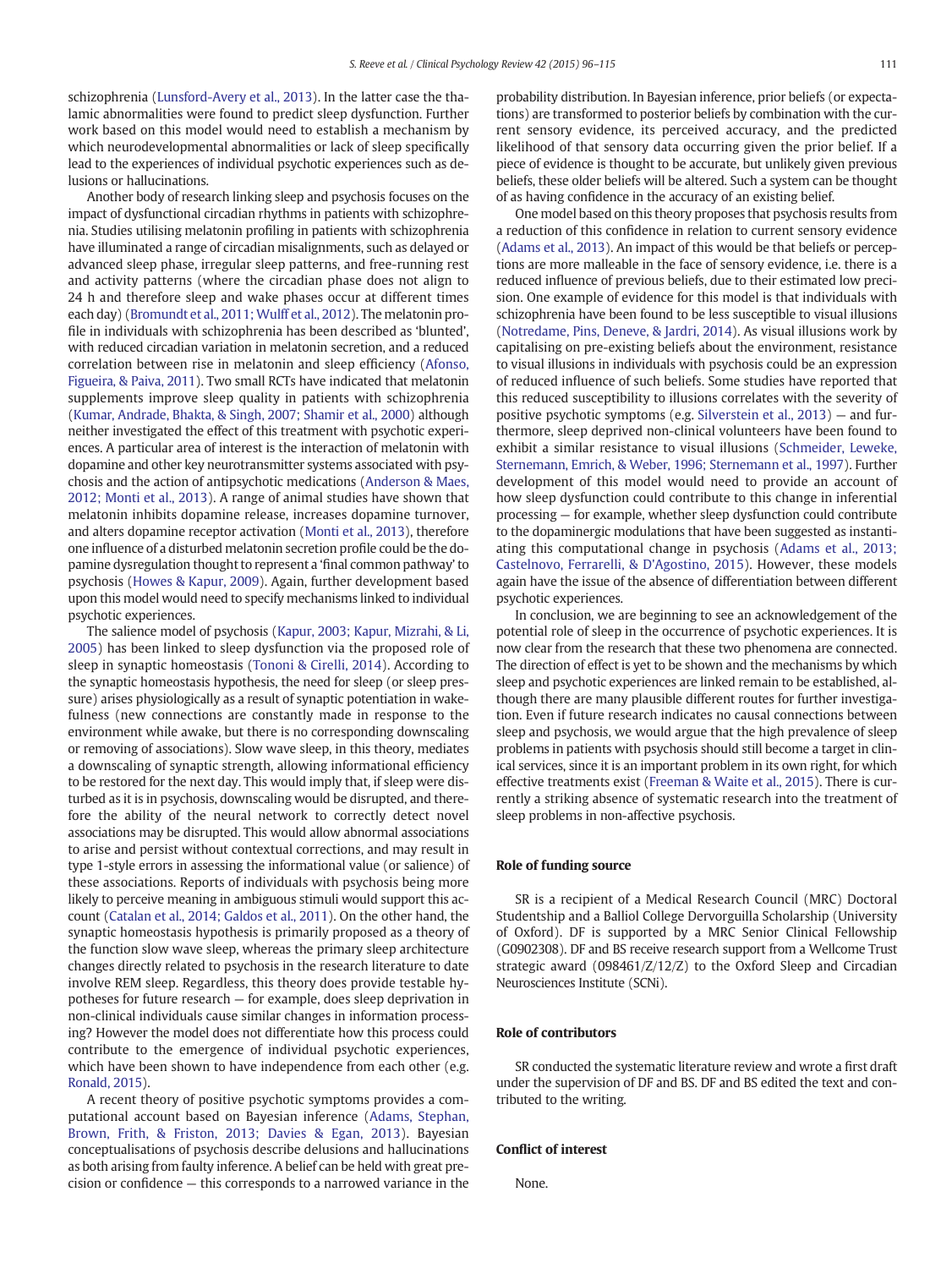schizophrenia (Lunsford-Avery et al., 2013). In the latter case the thalamic abnormalities were found to predict sleep dysfunction. Further work based on this model would need to establish a mechanism by which neurodevelopmental abnormalities or lack of sleep specifically lead to the experiences of individual psychotic experiences such as delusions or hallucinations.

Another body of research linking sleep and psychosis focuses on the impact of dysfunctional circadian rhythms in patients with schizophrenia. Studies utilising melatonin profiling in patients with schizophrenia have illuminated a range of circadian misalignments, such as delayed or advanced sleep phase, irregular sleep patterns, and free-running rest and activity patterns (where the circadian phase does not align to 24 h and therefore sleep and wake phases occur at different times each day) (Bromundt et al., 2011; Wulff et al., 2012). The melatonin profile in individuals with schizophrenia has been described as 'blunted', with reduced circadian variation in melatonin secretion, and a reduced correlation between rise in melatonin and sleep efficiency (Afonso, Figueira, & Paiva, 2011). Two small RCTs have indicated that melatonin supplements improve sleep quality in patients with schizophrenia (Kumar, Andrade, Bhakta, & Singh, 2007; Shamir et al., 2000) although neither investigated the effect of this treatment with psychotic experiences. A particular area of interest is the interaction of melatonin with dopamine and other key neurotransmitter systems associated with psychosis and the action of antipsychotic medications (Anderson & Maes, 2012; Monti et al., 2013). A range of animal studies have shown that melatonin inhibits dopamine release, increases dopamine turnover, and alters dopamine receptor activation (Monti et al., 2013), therefore one influence of a disturbed melatonin secretion profile could be the dopamine dysregulation thought to represent a 'final common pathway' to psychosis (Howes & Kapur, 2009). Again, further development based upon this model would need to specify mechanisms linked to individual psychotic experiences.

The salience model of psychosis (Kapur, 2003; Kapur, Mizrahi, & Li, 2005) has been linked to sleep dysfunction via the proposed role of sleep in synaptic homeostasis (Tononi & Cirelli, 2014). According to the synaptic homeostasis hypothesis, the need for sleep (or sleep pressure) arises physiologically as a result of synaptic potentiation in wakefulness (new connections are constantly made in response to the environment while awake, but there is no corresponding downscaling or removing of associations). Slow wave sleep, in this theory, mediates a downscaling of synaptic strength, allowing informational efficiency to be restored for the next day. This would imply that, if sleep were disturbed as it is in psychosis, downscaling would be disrupted, and therefore the ability of the neural network to correctly detect novel associations may be disrupted. This would allow abnormal associations to arise and persist without contextual corrections, and may result in type 1-style errors in assessing the informational value (or salience) of these associations. Reports of individuals with psychosis being more likely to perceive meaning in ambiguous stimuli would support this account (Catalan et al., 2014; Galdos et al., 2011). On the other hand, the synaptic homeostasis hypothesis is primarily proposed as a theory of the function slow wave sleep, whereas the primary sleep architecture changes directly related to psychosis in the research literature to date involve REM sleep. Regardless, this theory does provide testable hypotheses for future research — for example, does sleep deprivation in non-clinical individuals cause similar changes in information processing? However the model does not differentiate how this process could contribute to the emergence of individual psychotic experiences, which have been shown to have independence from each other (e.g. Ronald, 2015).

A recent theory of positive psychotic symptoms provides a computational account based on Bayesian inference (Adams, Stephan, Brown, Frith, & Friston, 2013; Davies & Egan, 2013). Bayesian conceptualisations of psychosis describe delusions and hallucinations as both arising from faulty inference. A belief can be held with great precision or confidence — this corresponds to a narrowed variance in the probability distribution. In Bayesian inference, prior beliefs (or expectations) are transformed to posterior beliefs by combination with the current sensory evidence, its perceived accuracy, and the predicted likelihood of that sensory data occurring given the prior belief. If a piece of evidence is thought to be accurate, but unlikely given previous beliefs, these older beliefs will be altered. Such a system can be thought of as having confidence in the accuracy of an existing belief.

One model based on this theory proposes that psychosis results from a reduction of this confidence in relation to current sensory evidence (Adams et al., 2013). An impact of this would be that beliefs or perceptions are more malleable in the face of sensory evidence, i.e. there is a reduced influence of previous beliefs, due to their estimated low precision. One example of evidence for this model is that individuals with schizophrenia have been found to be less susceptible to visual illusions (Notredame, Pins, Deneve, & Jardri, 2014). As visual illusions work by capitalising on pre-existing beliefs about the environment, resistance to visual illusions in individuals with psychosis could be an expression of reduced influence of such beliefs. Some studies have reported that this reduced susceptibility to illusions correlates with the severity of positive psychotic symptoms (e.g. Silverstein et al., 2013) — and furthermore, sleep deprived non-clinical volunteers have been found to exhibit a similar resistance to visual illusions (Schmeider, Leweke, Sternemann, Emrich, & Weber, 1996; Sternemann et al., 1997). Further development of this model would need to provide an account of how sleep dysfunction could contribute to this change in inferential processing — for example, whether sleep dysfunction could contribute to the dopaminergic modulations that have been suggested as instantiating this computational change in psychosis (Adams et al., 2013; Castelnovo, Ferrarelli, & D'Agostino, 2015). However, these models again have the issue of the absence of differentiation between different psychotic experiences.

In conclusion, we are beginning to see an acknowledgement of the potential role of sleep in the occurrence of psychotic experiences. It is now clear from the research that these two phenomena are connected. The direction of effect is yet to be shown and the mechanisms by which sleep and psychotic experiences are linked remain to be established, although there are many plausible different routes for further investigation. Even if future research indicates no causal connections between sleep and psychosis, we would argue that the high prevalence of sleep problems in patients with psychosis should still become a target in clinical services, since it is an important problem in its own right, for which effective treatments exist (Freeman & Waite et al., 2015). There is currently a striking absence of systematic research into the treatment of sleep problems in non-affective psychosis.

## Role of funding source

SR is a recipient of a Medical Research Council (MRC) Doctoral Studentship and a Balliol College Dervorguilla Scholarship (University of Oxford). DF is supported by a MRC Senior Clinical Fellowship (G0902308). DF and BS receive research support from a Wellcome Trust strategic award (098461/Z/12/Z) to the Oxford Sleep and Circadian Neurosciences Institute (SCNi).

## Role of contributors

SR conducted the systematic literature review and wrote a first draft under the supervision of DF and BS. DF and BS edited the text and contributed to the writing.

## Conflict of interest

None.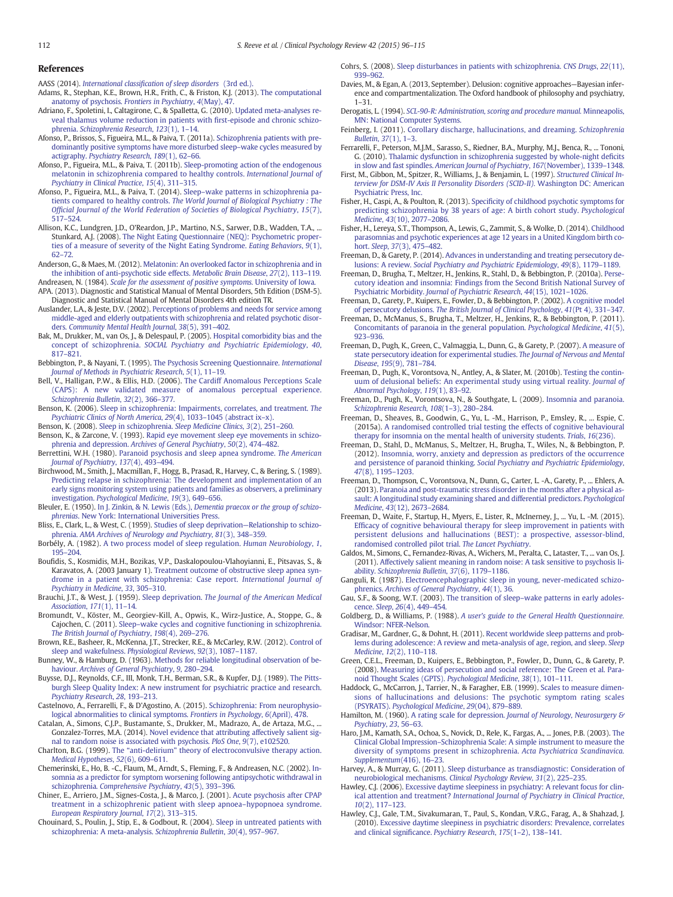## References

AASS (2014). *International classification of sleep disorders* (3rd ed.).

Adams, R., Stephan, K.E., Brown, H.R., Frith, C., & Friston, K.J. (2013). The computational anatomy of psychosis. *Frontiers in Psychiatry*, *4*(May), 47.

Adriano, F., Spoletini, I., Caltagirone, C., & Spalletta, G. (2010). Updated meta-analyses reveal thalamus volume reduction in patients with first-episode and chronic schizophrenia. *Schizophrenia Research*, *123*(1), 1–14.

Afonso, P., Brissos, S., Figueira, M.L., & Paiva, T. (2011a). Schizophrenia patients with predominantly positive symptoms have more disturbed sleep–wake cycles measured by actigraphy. *Psychiatry Research*, *189*(1), 62–66.

Afonso, P., Figueira, M.L., & Paiva, T. (2011b). Sleep-promoting action of the endogenous melatonin in schizophrenia compared to healthy controls. *International Journal of Psychiatry in Clinical Practice*, *15*(4), 311–315.

Afonso, P., Figueira, M.L., & Paiva, T. (2014). Sleep–wake patterns in schizophrenia patients compared to healthy controls. *The World Journal of Biological Psychiatry : The Official Journal of the World Federation of Societies of Biological Psychiatry*, *15*(7), 517–524.

Allison, K.C., Lundgren, J.D., O'Reardon, J.P., Martino, N.S., Sarwer, D.B., Wadden, T.A., ... Stunkard, A.J. (2008). The Night Eating Questionnaire (NEQ): Psychometric properties of a measure of severity of the Night Eating Syndrome. *Eating Behaviors*, *9*(1), 62–72.

Anderson, G., & Maes, M. (2012). Melatonin: An overlooked factor in schizophrenia and in the inhibition of anti-psychotic side effects. *Metabolic Brain Disease*, *27*(2), 113–119.

Andreasen, N. (1984). *Scale for the assessment of positive symptoms*. University of Iowa.

APA. (2013). Diagnostic and Statistical Manual of Mental Disorders, 5th Edition (DSM-5). Diagnostic and Statistical Manual of Mental Disorders 4th edition TR.

Auslander, L.A., & Jeste, D.V. (2002). Perceptions of problems and needs for service among middle-aged and elderly outpatients with schizophrenia and related psychotic disorders. *Community Mental Health Journal*, *38*(5), 391–402.

Bak, M., Drukker, M., van Os, J., & Delespaul, P. (2005). Hospital comorbidity bias and the concept of schizophrenia. *SOCIAL Psychiatry and Psychiatric Epidemiology*, *40*, 817–821.

Bebbington, P., & Nayani, T. (1995). The Psychosis Screening Questionnaire. *International Journal of Methods in Psychiatric Research*, *5*(1), 11–19.

Bell, V., Halligan, P.W., & Ellis, H.D. (2006). The Cardiff Anomalous Perceptions Scale (CAPS): A new validated measure of anomalous perceptual experience. *Schizophrenia Bulletin*, *32*(2), 366–377.

Benson, K. (2006). Sleep in schizophrenia: Impairments, correlates, and treatment. *The Psychiatric Clinics of North America*, *29*(4), 1033–1045 (abstract ix–x).

Benson, K. (2008). Sleep in schizophrenia. *Sleep Medicine Clinics*, *3*(2), 251–260.

Benson, K., & Zarcone, V. (1993). Rapid eye movement sleep eye movements in schizophrenia and depression. *Archives of General Psychiatry*, *50*(2), 474–482.

Berrettini, W.H. (1980). Paranoid psychosis and sleep apnea syndrome. *The American Journal of Psychiatry*, *137*(4), 493–494.

Birchwood, M., Smith, J., Macmillan, F., Hogg, B., Prasad, R., Harvey, C., & Bering, S. (1989). Predicting relapse in schizophrenia: The development and implementation of an early signs monitoring system using patients and families as observers, a preliminary investigation. *Psychological Medicine*, *19*(3), 649–656.

Bleuler, E. (1950). In J. Zinkin, & N. Lewis (Eds.), *Dementia praecox or the group of schizophrenias*. New York: International Universities Press.

Bliss, E., Clark, L., & West, C. (1959). Studies of sleep deprivation—Relationship to schizophrenia. *AMA Archives of Neurology and Psychiatry*, *81*(3), 348–359.

Borbély, A. (1982). A two process model of sleep regulation. *Human Neurobiology*, *1*, 195–204.

Boufidis, S., Kosmidis, M.H., Bozikas, V.P., Daskalopoulou-Vlahoyianni, E., Pitsavas, S., & Karavatos, A. (2003 January 1). Treatment outcome of obstructive sleep apnea syndrome in a patient with schizophrenia: Case report. *International Journal of Psychiatry in Medicine*, *33*, 305–310.

Brauchi, J.T., & West, J. (1959). Sleep deprivation. *The Journal of the American Medical Association*, *171*(1), 11–14.

Bromundt, V., Köster, M., Georgiev-Kill, A., Opwis, K., Wirz-Justice, A., Stoppe, G., & Cajochen, C. (2011). Sleep–wake cycles and cognitive functioning in schizophrenia. *The British Journal of Psychiatry*, *198*(4), 269–276.

Brown, R.E., Basheer, R., McKenna, J.T., Strecker, R.E., & McCarley, R.W. (2012). Control of sleep and wakefulness. *Physiological Reviews*, *92*(3), 1087–1187.

Bunney, W., & Hamburg, D. (1963). Methods for reliable longitudinal observation of behaviour. *Archives of General Psychiatry*, *9*, 280–294.

Buysse, D.J., Reynolds, C.F., III, Monk, T.H., Berman, S.R., & Kupfer, D.J. (1989). The Pittsburgh Sleep Quality Index: A new instrument for psychiatric practice and research. *Psychiatry Research*, *28*, 193–213.

Castelnovo, A., Ferrarelli, F., & D'Agostino, A. (2015). Schizophrenia: From neurophysiological abnormalities to clinical symptoms. *Frontiers in Psychology*, *6*(April), 478.

Catalan, A., Simons, C.J.P., Bustamante, S., Drukker, M., Madrazo, A., de Artaza, M.G., ... Gonzalez-Torres, M.A. (2014). Novel evidence that attributing affectively salient signal to random noise is associated with psychosis. *PloS One*, *9*(7), e102520.

Charlton, B.G. (1999). The "anti-delirium" theory of electroconvulsive therapy action. *Medical Hypotheses*, *52*(6), 609–611.

Chemerinski, E., Ho, B. -C., Flaum, M., Arndt, S., Fleming, F., & Andreasen, N.C. (2002). Insomnia as a predictor for symptom worsening following antipsychotic withdrawal in schizophrenia. *Comprehensive Psychiatry*, *43*(5), 393–396.

Chiner, E., Arriero, J.M., Signes-Costa, J., & Marco, J. (2001). Acute psychosis after CPAP treatment in a schizophrenic patient with sleep apnoea–hypopnoea syndrome. *European Respiratory Journal*, *17*(2), 313–315.

Chouinard, S., Poulin, J., Stip, E., & Godbout, R. (2004). Sleep in untreated patients with schizophrenia: A meta-analysis. *Schizophrenia Bulletin*, *30*(4), 957–967.

Cohrs, S. (2008). Sleep disturbances in patients with schizophrenia. *CNS Drugs*, *22*(11), 939–962.

Davies, M., & Egan, A. (2013, September). Delusion: cognitive approaches—Bayesian inference and compartmentalization. The Oxford handbook of philosophy and psychiatry, 1–31.

Derogatis, L. (1994). *SCL-90-R: Administration, scoring and procedure manual*. Minneapolis, MN: National Computer Systems.

Feinberg, I. (2011). Corollary discharge, hallucinations, and dreaming. *Schizophrenia Bulletin*, *37*(1), 1–3.

Ferrarelli, F., Peterson, M.J.M., Sarasso, S., Riedner, B.A., Murphy, M.J., Benca, R., ... Tononi, G. (2010). Thalamic dysfunction in schizophrenia suggested by whole-night deficits in slow and fast spindles. *American Journal of Psychiatry*, *167*(November), 1339–1348.

First, M., Gibbon, M., Spitzer, R., Williams, J., & Benjamin, L. (1997). *Structured Clinical Interview for DSM-IV Axis II Personality Disorders (SCID-II)*. Washington DC: American Psychiatric Press, Inc.

Fisher, H., Caspi, A., & Poulton, R. (2013). Specificity of childhood psychotic symptoms for predicting schizophrenia by 38 years of age: A birth cohort study. *Psychological Medicine*, *43*(10), 2077–2086.

Fisher, H., Lereya, S.T., Thompson, A., Lewis, G., Zammit, S., & Wolke, D. (2014). Childhood parasomnias and psychotic experiences at age 12 years in a United Kingdom birth cohort. *Sleep*, *37*(3), 475–482.

Freeman, D., & Garety, P. (2014). Advances in understanding and treating persecutory delusions: A review. *Social Psychiatry and Psychiatric Epidemiology*, *49*(8), 1179–1189.

Freeman, D., Brugha, T., Meltzer, H., Jenkins, R., Stahl, D., & Bebbington, P. (2010a). Persecutory ideation and insomnia: Findings from the Second British National Survey of Psychiatric Morbidity. *Journal of Psychiatric Research*, *44*(15), 1021–1026.

Freeman, D., Garety, P., Kuipers, E., Fowler, D., & Bebbington, P. (2002). A cognitive model of persecutory delusions. *The British Journal of Clinical Psychology*, *41*(Pt 4), 331–347.

Freeman, D., McManus, S., Brugha, T., Meltzer, H., Jenkins, R., & Bebbington, P. (2011). Concomitants of paranoia in the general population. *Psychological Medicine*, *41*(5), 923–936.

Freeman, D., Pugh, K., Green, C., Valmaggia, L., Dunn, G., & Garety, P. (2007). A measure of state persecutory ideation for experimental studies. *The Journal of Nervous and Mental Disease*, *195*(9), 781–784.

Freeman, D., Pugh, K., Vorontsova, N., Antley, A., & Slater, M. (2010b). Testing the continuum of delusional beliefs: An experimental study using virtual reality. *Journal of Abnormal Psychology*, *119*(1), 83–92.

Freeman, D., Pugh, K., Vorontsova, N., & Southgate, L. (2009). Insomnia and paranoia. *Schizophrenia Research*, *108*(1–3), 280–284.

Freeman, D., Sheaves, B., Goodwin, G., Yu, L. -M., Harrison, P., Emsley, R., ... Espie, C. (2015a). A randomised controlled trial testing the effects of cognitive behavioural therapy for insomnia on the mental health of university students. *Trials*, *16*(236).

Freeman, D., Stahl, D., McManus, S., Meltzer, H., Brugha, T., Wiles, N., & Bebbington, P. (2012). Insomnia, worry, anxiety and depression as predictors of the occurrence and persistence of paranoid thinking. *Social Psychiatry and Psychiatric Epidemiology*, *47*(8), 1195–1203.

Freeman, D., Thompson, C., Vorontsova, N., Dunn, G., Carter, L. -A., Garety, P., ... Ehlers, A. (2013). Paranoia and post-traumatic stress disorder in the months after a physical assault: A longitudinal study examining shared and differential predictors. *Psychological Medicine*, *43*(12), 2673–2684.

Freeman, D., Waite, F., Startup, H., Myers, E., Lister, R., McInerney, J., ... Yu, L. -M. (2015). Efficacy of cognitive behavioural therapy for sleep improvement in patients with persistent delusions and hallucinations (BEST): a prospective, assessor-blind, randomised controlled pilot trial. *The Lancet Psychiatry*.

Galdos, M., Simons, C., Fernandez-Rivas, A., Wichers, M., Peralta, C., Lataster, T., ... van Os, J. (2011). Affectively salient meaning in random noise: A task sensitive to psychosis liability. *Schizophrenia Bulletin*, *37*(6), 1179–1186.

Ganguli, R. (1987). Electroencephalographic sleep in young, never-medicated schizophrenics. *Archives of General Psychiatry*, *44*(1), 36.

Gau, S.F., & Soong, W.T. (2003). The transition of sleep–wake patterns in early adolescence. *Sleep*, *26*(4), 449–454.

Goldberg, D., & Williams, P. (1988). *A user's guide to the General Health Questionnaire*. Windsor: NFER-Nelson.

Gradisar, M., Gardner, G., & Dohnt, H. (2011). Recent worldwide sleep patterns and problems during adolescence: A review and meta-analysis of age, region, and sleep. *Sleep Medicine*, *12*(2), 110–118.

Green, C.E.L., Freeman, D., Kuipers, E., Bebbington, P., Fowler, D., Dunn, G., & Garety, P. (2008). Measuring ideas of persecution and social reference: The Green et al. Paranoid Thought Scales (GPTS). *Psychological Medicine*, *38*(1), 101–111.

Haddock, G., McCarron, J., Tarrier, N., & Faragher, E.B. (1999). Scales to measure dimensions of hallucinations and delusions: The psychotic symptom rating scales (PSYRATS). *Psychological Medicine*, *29*(04), 879–889.

Hamilton, M. (1960). A rating scale for depression. *Journal of Neurology, Neurosurgery & Psychiatry*, *23*, 56–63.

Haro, J.M., Kamath, S.A., Ochoa, S., Novick, D., Rele, K., Fargas, A., ... Jones, P.B. (2003). The Clinical Global Impression–Schizophrenia Scale: A simple instrument to measure the diversity of symptoms present in schizophrenia. *Acta Psychiatrica Scandinavica. Supplementum*(416), 16–23.

Harvey, A., & Murray, G. (2011). Sleep disturbance as transdiagnostic: Consideration of neurobiological mechanisms. *Clinical Psychology Review*, *31*(2), 225–235.

Hawley, C.J. (2006). Excessive daytime sleepiness in psychiatry: A relevant focus for clinical attention and treatment? *International Journal of Psychiatry in Clinical Practice*, *10*(2), 117–123.

Hawley, C.J., Gale, T.M., Sivakumaran, T., Paul, S., Kondan, V.R.G., Farag, A., & Shahzad, J. (2010). Excessive daytime sleepiness in psychiatric disorders: Prevalence, correlates and clinical significance. *Psychiatry Research*, *175*(1–2), 138–141.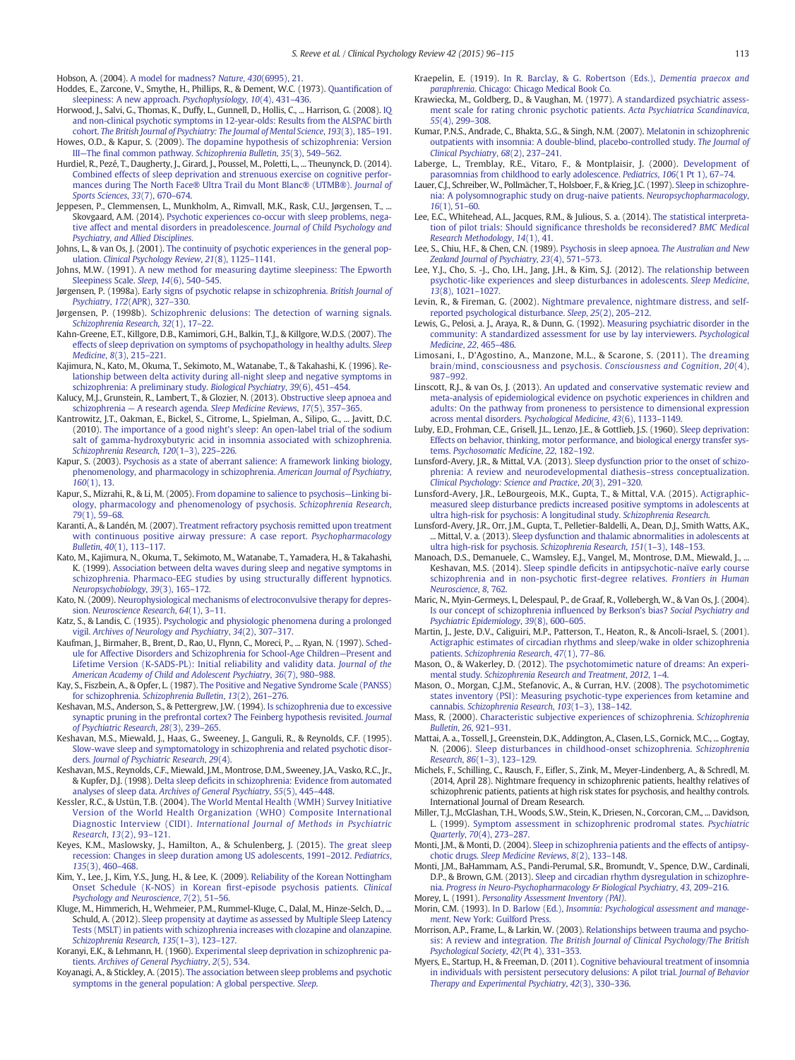Hobson, A. (2004). A model for madness? *Nature*, *430*(6995), 21.

Hoddes, E., Zarcone, V., Smythe, H., Phillips, R., & Dement, W.C. (1973). Quantification of sleepiness: A new approach. *Psychophysiology*, *10*(4), 431–436.

Horwood, J., Salvi, G., Thomas, K., Duffy, L., Gunnell, D., Hollis, C., ... Harrison, G. (2008). IQ and non-clinical psychotic symptoms in 12-year-olds: Results from the ALSPAC birth cohort. *The British Journal of Psychiatry: The Journal of Mental Science*, *193*(3), 185–191.

Howes, O.D., & Kapur, S. (2009). The dopamine hypothesis of schizophrenia: Version III—The final common pathway. *Schizophrenia Bulletin*, *35*(3), 549–562.

Hurdiel, R., Pezé, T., Daugherty, J., Girard, J., Poussel, M., Poletti, L., ... Theunynck, D. (2014). Combined effects of sleep deprivation and strenuous exercise on cognitive performances during The North Face® Ultra Trail du Mont Blanc® (UTMB®). *Journal of Sports Sciences*, *33*(7), 670–674.

Jeppesen, P., Clemmensen, L., Munkholm, A., Rimvall, M.K., Rask, C.U., Jørgensen, T., ... Skovgaard, A.M. (2014). Psychotic experiences co-occur with sleep problems, negative affect and mental disorders in preadolescence. *Journal of Child Psychology and Psychiatry, and Allied Disciplines*.

Johns, L., & van Os, J. (2001). The continuity of psychotic experiences in the general population. *Clinical Psychology Review*, *21*(8), 1125–1141.

Johns, M.W. (1991). A new method for measuring daytime sleepiness: The Epworth Sleepiness Scale. *Sleep*, *14*(6), 540–545.

Jørgensen, P. (1998a). Early signs of psychotic relapse in schizophrenia. *British Journal of Psychiatry*, *172*(APR), 327–330.

Jørgensen, P. (1998b). Schizophrenic delusions: The detection of warning signals. *Schizophrenia Research*, *32*(1), 17–22.

Kahn-Greene, E.T., Killgore, D.B., Kamimori, G.H., Balkin, T.J., & Killgore, W.D.S. (2007). The effects of sleep deprivation on symptoms of psychopathology in healthy adults. *Sleep Medicine*, *8*(3), 215–221.

Kajimura, N., Kato, M., Okuma, T., Sekimoto, M., Watanabe, T., & Takahashi, K. (1996). Relationship between delta activity during all-night sleep and negative symptoms in schizophrenia: A preliminary study. *Biological Psychiatry*, *39*(6), 451–454.

Kalucy, M.J., Grunstein, R., Lambert, T., & Glozier, N. (2013). Obstructive sleep apnoea and schizophrenia — A research agenda. *Sleep Medicine Reviews*, *17*(5), 357–365.

Kantrowitz, J.T., Oakman, E., Bickel, S., Citrome, L., Spielman, A., Silipo, G., ... Javitt, D.C. (2010). The importance of a good night's sleep: An open-label trial of the sodium salt of gamma-hydroxybutyric acid in insomnia associated with schizophrenia. *Schizophrenia Research*, *120*(1–3), 225–226.

Kapur, S. (2003). Psychosis as a state of aberrant salience: A framework linking biology, phenomenology, and pharmacology in schizophrenia. *American Journal of Psychiatry*, *160*(1), 13.

Kapur, S., Mizrahi, R., & Li, M. (2005). From dopamine to salience to psychosis—Linking biology, pharmacology and phenomenology of psychosis. *Schizophrenia Research*, *79*(1), 59–68.

Karanti, A., & Landén, M. (2007). Treatment refractory psychosis remitted upon treatment with continuous positive airway pressure: A case report. *Psychopharmacology Bulletin*, *40*(1), 113–117.

Kato, M., Kajimura, N., Okuma, T., Sekimoto, M., Watanabe, T., Yamadera, H., & Takahashi, K. (1999). Association between delta waves during sleep and negative symptoms in schizophrenia. Pharmaco-EEG studies by using structurally different hypnotics. *Neuropsychobiology*, *39*(3), 165–172.

Kato, N. (2009). Neurophysiological mechanisms of electroconvulsive therapy for depression. *Neuroscience Research*, *64*(1), 3–11.

Katz, S., & Landis, C. (1935). Psychologic and physiologic phenomena during a prolonged vigil. *Archives of Neurology and Psychiatry*, *34*(2), 307–317.

Kaufman, J., Birmaher, B., Brent, D., Rao, U., Flynn, C., Moreci, P., ... Ryan, N. (1997). Schedule for Affective Disorders and Schizophrenia for School-Age Children—Present and Lifetime Version (K-SADS-PL): Initial reliability and validity data. *Journal of the American Academy of Child and Adolescent Psychiatry*, *36*(7), 980–988.

Kay, S., Fiszbein, A., & Opfer, L. (1987). The Positive and Negative Syndrome Scale (PANSS) for schizophrenia. *Schizophrenia Bulletin*, *13*(2), 261–276.

Keshavan, M.S., Anderson, S., & Pettergrew, J.W. (1994). Is schizophrenia due to excessive synaptic pruning in the prefrontal cortex? The Feinberg hypothesis revisited. *Journal of Psychiatric Research*, *28*(3), 239–265.

Keshavan, M.S., Miewald, J., Haas, G., Sweeney, J., Ganguli, R., & Reynolds, C.F. (1995). Slow-wave sleep and symptomatology in schizophrenia and related psychotic disorders. *Journal of Psychiatric Research*, *29*(4).

Keshavan, M.S., Reynolds, C.F., Miewald, J.M., Montrose, D.M., Sweeney, J.A., Vasko, R.C., Jr., & Kupfer, D.J. (1998). Delta sleep deficits in schizophrenia: Evidence from automated analyses of sleep data. *Archives of General Psychiatry*, *55*(5), 445–448.

Kessler, R.C., & Ustün, T.B. (2004). The World Mental Health (WMH) Survey Initiative Version of the World Health Organization (WHO) Composite International Diagnostic Interview (CIDI). *International Journal of Methods in Psychiatric Research*, *13*(2), 93–121.

Keyes, K.M., Maslowsky, J., Hamilton, A., & Schulenberg, J. (2015). The great sleep recession: Changes in sleep duration among US adolescents, 1991–2012. *Pediatrics*, *135*(3), 460–468.

Kim, Y., Lee, J., Kim, Y.S., Jung, H., & Lee, K. (2009). Reliability of the Korean Nottingham Onset Schedule (K-NOS) in Korean first-episode psychosis patients. *Clinical Psychology and Neuroscience*, *7*(2), 51–56.

Kluge, M., Himmerich, H., Wehmeier, P.M., Rummel-Kluge, C., Dalal, M., Hinze-Selch, D., ... Schuld, A. (2012). Sleep propensity at daytime as assessed by Multiple Sleep Latency Tests (MSLT) in patients with schizophrenia increases with clozapine and olanzapine. *Schizophrenia Research*, *135*(1–3), 123–127.

Koranyi, E.K., & Lehmann, H. (1960). Experimental sleep deprivation in schizophrenic patients. *Archives of General Psychiatry*, *2*(5), 534.

Koyanagi, A., & Stickley, A. (2015). The association between sleep problems and psychotic symptoms in the general population: A global perspective. *Sleep*.

Kraepelin, E. (1919). In R. Barclay, & G. Robertson (Eds.), *Dementia praecox and paraphrenia*. Chicago: Chicago Medical Book Co.

Krawiecka, M., Goldberg, D., & Vaughan, M. (1977). A standardized psychiatric assessment scale for rating chronic psychotic patients. *Acta Psychiatrica Scandinavica*, *55*(4), 299–308.

Kumar, P.N.S., Andrade, C., Bhakta, S.G., & Singh, N.M. (2007). Melatonin in schizophrenic outpatients with insomnia: A double-blind, placebo-controlled study. *The Journal of Clinical Psychiatry*, *68*(2), 237–241.

Laberge, L., Tremblay, R.E., Vitaro, F., & Montplaisir, J. (2000). Development of parasomnias from childhood to early adolescence. *Pediatrics*, *106*(1 Pt 1), 67–74.

Lauer, C.J., Schreiber, W., Pollmächer, T., Holsboer, F., & Krieg, J.C. (1997). Sleep in schizophrenia: A polysomnographic study on drug-naive patients. *Neuropsychopharmacology*, *16*(1), 51–60.

Lee, E.C., Whitehead, A.L., Jacques, R.M., & Julious, S. a. (2014). The statistical interpretation of pilot trials: Should significance thresholds be reconsidered? *BMC Medical Research Methodology*, *14*(1), 41.

Lee, S., Chiu, H.F., & Chen, C.N. (1989). Psychosis in sleep apnoea. *The Australian and New Zealand Journal of Psychiatry*, *23*(4), 571–573.

Lee, Y.J., Cho, S. -J., Cho, I.H., Jang, J.H., & Kim, S.J. (2012). The relationship between psychotic-like experiences and sleep disturbances in adolescents. *Sleep Medicine*, *13*(8), 1021–1027.

Levin, R., & Fireman, G. (2002). Nightmare prevalence, nightmare distress, and self-reported psychological disturbance. *Sleep*, *25*(2), 205–212.

Lewis, G., Pelosi, a. J., Araya, R., & Dunn, G. (1992). Measuring psychiatric disorder in the community: A standardized assessment for use by lay interviewers. *Psychological Medicine*, *22*, 465–486.

Limosani, I., D'Agostino, A., Manzone, M.L., & Scarone, S. (2011). The dreaming brain/mind, consciousness and psychosis. *Consciousness and Cognition*, *20*(4), 987–992.

Linscott, R.J., & van Os, J. (2013). An updated and conservative systematic review and meta-analysis of epidemiological evidence on psychotic experiences in children and adults: On the pathway from proneness to persistence to dimensional expression across mental disorders. *Psychological Medicine*, *43*(6), 1133–1149.

Luby, E.D., Frohman, C.E., Grisell, J.L., Lenzo, J.E., & Gottlieb, J.S. (1960). Sleep deprivation: Effects on behavior, thinking, motor performance, and biological energy transfer systems. *Psychosomatic Medicine*, *22*, 182–192.

Lunsford-Avery, J.R., & Mittal, V.A. (2013). Sleep dysfunction prior to the onset of schizophrenia: A review and neurodevelopmental diathesis–stress conceptualization. *Clinical Psychology: Science and Practice*, *20*(3), 291–320.

Lunsford-Avery, J.R., LeBourgeois, M.K., Gupta, T., & Mittal, V.A. (2015). Actigraphic-measured sleep disturbance predicts increased positive symptoms in adolescents at ultra high-risk for psychosis: A longitudinal study. *Schizophrenia Research*.

Lunsford-Avery, J.R., Orr, J.M., Gupta, T., Pelletier-Baldelli, A., Dean, D.J., Smith Watts, A.K., ... Mittal, V. a. (2013). Sleep dysfunction and thalamic abnormalities in adolescents at ultra high-risk for psychosis. *Schizophrenia Research*, *151*(1–3), 148–153.

Manoach, D.S., Demanuele, C., Wamsley, E.J., Vangel, M., Montrose, D.M., Miewald, J., ... Keshavan, M.S. (2014). Sleep spindle deficits in antipsychotic-naïve early course schizophrenia and in non-psychotic first-degree relatives. *Frontiers in Human Neuroscience*, *8*, 762.

Maric, N., Myin-Germeys, I., Delespaul, P., de Graaf, R., Vollebergh, W., & Van Os, J. (2004). Is our concept of schizophrenia influenced by Berkson's bias? *Social Psychiatry and Psychiatric Epidemiology*, *39*(8), 600–605.

Martin, J., Jeste, D.V., Caligiuri, M.P., Patterson, T., Heaton, R., & Ancoli-Israel, S. (2001). Actigraphic estimates of circadian rhythms and sleep/wake in older schizophrenia patients. *Schizophrenia Research*, *47*(1), 77–86.

Mason, O., & Wakerley, D. (2012). The psychotomimetic nature of dreams: An experimental study. *Schizophrenia Research and Treatment*, *2012*, 1–4.

Mason, O., Morgan, C.J.M., Stefanovic, A., & Curran, H.V. (2008). The psychotomimetic states inventory (PSI): Measuring psychotic-type experiences from ketamine and cannabis. *Schizophrenia Research*, *103*(1–3), 138–142.

Mass, R. (2000). Characteristic subjective experiences of schizophrenia. *Schizophrenia Bulletin*, *26*, 921–931.

Mattai, A. a., Tossell, J., Greenstein, D.K., Addington, A., Clasen, L.S., Gornick, M.C., ... Gogtay, N. (2006). Sleep disturbances in childhood-onset schizophrenia. *Schizophrenia Research*, *86*(1–3), 123–129.

Michels, F., Schilling, C., Rausch, F., Eifler, S., Zink, M., Meyer-Lindenberg, A., & Schredl, M. (2014, April 28). Nightmare frequency in schizophrenic patients, healthy relatives of schizophrenic patients, patients at high risk states for psychosis, and healthy controls. International Journal of Dream Research.

Miller, T.J., McGlashan, T.H., Woods, S.W., Stein, K., Driesen, N., Corcoran, C.M., ... Davidson, L. (1999). Symptom assessment in schizophrenic prodromal states. *Psychiatric Quarterly*, *70*(4), 273–287.

Monti, J.M., & Monti, D. (2004). Sleep in schizophrenia patients and the effects of antipsychotic drugs. *Sleep Medicine Reviews*, *8*(2), 133–148.

Monti, J.M., BaHammam, A.S., Pandi-Perumal, S.R., Bromundt, V., Spence, D.W., Cardinali, D.P., & Brown, G.M. (2013). Sleep and circadian rhythm dysregulation in schizophrenia. *Progress in Neuro-Psychopharmacology & Biological Psychiatry*, *43*, 209–216.

Morey, L. (1991). *Personality Assessment Inventory (PAI)*.

Morin, C.M. (1993). In D. Barlow (Ed.), *Insomnia: Psychological assessment and management*. New York: Guilford Press.

Morrison, A.P., Frame, L., & Larkin, W. (2003). Relationships between trauma and psychosis: A review and integration. *The British Journal of Clinical Psychology/The British Psychological Society*, *42*(Pt 4), 331–353.

Myers, E., Startup, H., & Freeman, D. (2011). Cognitive behavioural treatment of insomnia in individuals with persistent persecutory delusions: A pilot trial. *Journal of Behavior Therapy and Experimental Psychiatry*, *42*(3), 330–336.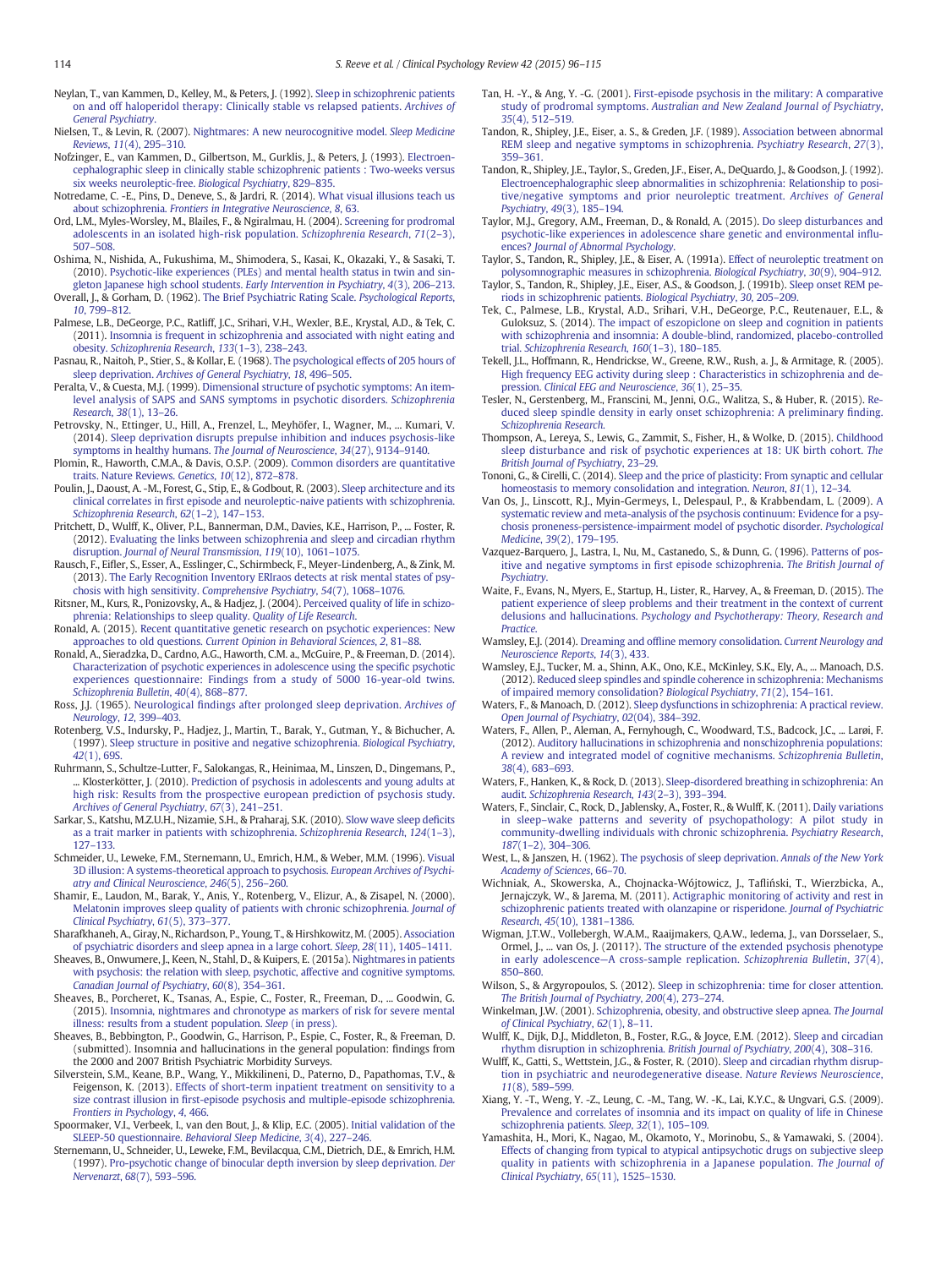Neylan, T., van Kammen, D., Kelley, M., & Peters, J. (1992). Sleep in schizophrenic patients on and off haloperidol therapy: Clinically stable vs relapsed patients. *Archives of General Psychiatry*.

Nielsen, T., & Levin, R. (2007). Nightmares: A new neurocognitive model. *Sleep Medicine Reviews*, *11*(4), 295–310.

Nofzinger, E., van Kammen, D., Gilbertson, M., Gurklis, J., & Peters, J. (1993). Electroencephalographic sleep in clinically stable schizophrenic patients : Two-weeks versus six weeks neuroleptic-free. *Biological Psychiatry*, 829–835.

Notredame, C. -E., Pins, D., Deneve, S., & Jardri, R. (2014). What visual illusions teach us about schizophrenia. *Frontiers in Integrative Neuroscience*, *8*, 63.

Ord, L.M., Myles-Worsley, M., Blailes, F., & Ngiralmau, H. (2004). Screening for prodromal adolescents in an isolated high-risk population. *Schizophrenia Research*, *71*(2–3), 507–508.

Oshima, N., Nishida, A., Fukushima, M., Shimodera, S., Kasai, K., Okazaki, Y., & Sasaki, T. (2010). Psychotic-like experiences (PLEs) and mental health status in twin and singleton Japanese high school students. *Early Intervention in Psychiatry*, *4*(3), 206–213.

Overall, J., & Gorham, D. (1962). The Brief Psychiatric Rating Scale. *Psychological Reports*, *10*, 799–812.

Palmese, L.B., DeGeorge, P.C., Ratliff, J.C., Srihari, V.H., Wexler, B.E., Krystal, A.D., & Tek, C. (2011). Insomnia is frequent in schizophrenia and associated with night eating and obesity. *Schizophrenia Research*, *133*(1–3), 238–243.

Pasnau, R., Naitoh, P., Stier, S., & Kollar, E. (1968). The psychological effects of 205 hours of sleep deprivation. *Archives of General Psychiatry*, *18*, 496–505.

Peralta, V., & Cuesta, M.J. (1999). Dimensional structure of psychotic symptoms: An item-level analysis of SAPS and SANS symptoms in psychotic disorders. *Schizophrenia Research*, *38*(1), 13–26.

Petrovsky, N., Ettinger, U., Hill, A., Frenzel, L., Meyhöfer, I., Wagner, M., ... Kumari, V. (2014). Sleep deprivation disrupts prepulse inhibition and induces psychosis-like symptoms in healthy humans. *The Journal of Neuroscience*, *34*(27), 9134–9140.

Plomin, R., Haworth, C.M.A., & Davis, O.S.P. (2009). Common disorders are quantitative traits. Nature Reviews. *Genetics*, *10*(12), 872–878.

Poulin, J., Daoust, A. -M., Forest, G., Stip, E., & Godbout, R. (2003). Sleep architecture and its clinical correlates in first episode and neuroleptic-naive patients with schizophrenia. *Schizophrenia Research*, *62*(1–2), 147–153.

Pritchett, D., Wulff, K., Oliver, P.L., Bannerman, D.M., Davies, K.E., Harrison, P., ... Foster, R. (2012). Evaluating the links between schizophrenia and sleep and circadian rhythm disruption. *Journal of Neural Transmission*, *119*(10), 1061–1075.

Rausch, F., Eifler, S., Esser, A., Esslinger, C., Schirmbeck, F., Meyer-Lindenberg, A., & Zink, M. (2013). The Early Recognition Inventory ERIraos detects at risk mental states of psychosis with high sensitivity. *Comprehensive Psychiatry*, *54*(7), 1068–1076.

Ritsner, M., Kurs, R., Ponizovsky, A., & Hadjez, J. (2004). Perceived quality of life in schizophrenia: Relationships to sleep quality. *Quality of Life Research*.

Ronald, A. (2015). Recent quantitative genetic research on psychotic experiences: New approaches to old questions. *Current Opinion in Behavioral Sciences*, *2*, 81–88.

Ronald, A., Sieradzka, D., Cardno, A.G., Haworth, C.M. a., McGuire, P., & Freeman, D. (2014). Characterization of psychotic experiences in adolescence using the specific psychotic experiences questionnaire: Findings from a study of 5000 16-year-old twins. *Schizophrenia Bulletin*, *40*(4), 868–877.

Ross, J.J. (1965). Neurological findings after prolonged sleep deprivation. *Archives of Neurology*, *12*, 399–403.

Rotenberg, V.S., Indursky, P., Hadjez, J., Martin, T., Barak, Y., Gutman, Y., & Bichucher, A. (1997). Sleep structure in positive and negative schizophrenia. *Biological Psychiatry*, *42*(1), 69S.

Ruhrmann, S., Schultze-Lutter, F., Salokangas, R., Heinimaa, M., Linszen, D., Dingemans, P., ... Klosterkötter, J. (2010). Prediction of psychosis in adolescents and young adults at high risk: Results from the prospective european prediction of psychosis study. *Archives of General Psychiatry*, *67*(3), 241–251.

Sarkar, S., Katshu, M.Z.U.H., Nizamie, S.H., & Praharaj, S.K. (2010). Slow wave sleep deficits as a trait marker in patients with schizophrenia. *Schizophrenia Research*, *124*(1–3), 127–133.

Schneider, U., Leweke, F.M., Sternemann, U., Emrich, H.M., & Weber, M.M. (1996). Visual 3D illusion: A systems-theoretical approach to psychosis. *European Archives of Psychiatry and Clinical Neuroscience*, *246*(5), 256–260.

Shamir, E., Laudon, M., Barak, Y., Anis, Y., Rotenberg, V., Elizur, A., & Zisapel, N. (2000). Melatonin improves sleep quality of patients with chronic schizophrenia. *Journal of Clinical Psychiatry*, *61*(5), 373–377.

Sharafkhaneh, A., Giray, N., Richardson, P., Young, T., & Hirshkowitz, M. (2005). Association of psychiatric disorders and sleep apnea in a large cohort. *Sleep*, *28*(11), 1405–1411.

Sheaves, B., Onwumere, J., Keen, N., Stahl, D., & Kuipers, E. (2015a). Nightmares in patients with psychosis: the relation with sleep, psychotic, affective and cognitive symptoms. *Canadian Journal of Psychiatry*, *60*(8), 354–361.

Sheaves, B., Porcheret, K., Tsanas, A., Espie, C., Foster, R., Freeman, D., ... Goodwin, G. (2015). Insomnia, nightmares and chronotype as markers of risk for severe mental illness: results from a student population. *Sleep* (in press).

Sheaves, B., Bebbington, P., Goodwin, G., Harrison, P., Espie, C., Foster, R., & Freeman, D. (submitted). Insomnia and hallucinations in the general population: findings from the 2000 and 2007 British Psychiatric Morbidity Surveys.

Silverstein, S.M., Keane, B.P., Wang, Y., Mikkilineni, D., Paterno, D., Papathomas, T.V., & Feigenson, K. (2013). Effects of short-term inpatient treatment on sensitivity to a size contrast illusion in first-episode psychosis and multiple-episode schizophrenia. *Frontiers in Psychology*, *4*, 466.

Spoormaker, V.I., Verbeek, I., van den Bout, J., & Klip, E.C. (2005). Initial validation of the SLEEP-50 questionnaire. *Behavioral Sleep Medicine*, *3*(4), 227–246.

Sternemann, U., Schneider, U., Leweke, F.M., Bevilacqua, C.M., Dietrich, D.E., & Emrich, H.M. (1997). Pro-psychotic change of binocular depth inversion by sleep deprivation. *Der Nervenarzt*, *68*(7), 593–596.

Tan, H. -Y., & Ang, Y. -G. (2001). First-episode psychosis in the military: A comparative study of prodromal symptoms. *Australian and New Zealand Journal of Psychiatry*, *35*(4), 512–519.

Tandon, R., Shipley, J.E., Eiser, a. S., & Greden, J.F. (1989). Association between abnormal REM sleep and negative symptoms in schizophrenia. *Psychiatry Research*, *27*(3), 359–361.

Tandon, R., Shipley, J.E., Taylor, S., Greden, J.F., Eiser, A., DeQuardo, J., & Goodson, J. (1992). Electroencephalographic sleep abnormalities in schizophrenia: Relationship to positive/negative symptoms and prior neuroleptic treatment. *Archives of General Psychiatry*, *49*(3), 185–194.

Taylor, M.J., Gregory, A.M., Freeman, D., & Ronald, A. (2015). Do sleep disturbances and psychotic-like experiences in adolescence share genetic and environmental influences? *Journal of Abnormal Psychology*.

Taylor, S., Tandon, R., Shipley, J.E., & Eiser, A. (1991a). Effect of neuroleptic treatment on polysomnographic measures in schizophrenia. *Biological Psychiatry*, *30*(9), 904–912.

Taylor, S., Tandon, R., Shipley, J.E., Eiser, A.S., & Goodson, J. (1991b). Sleep onset REM periods in schizophrenic patients. *Biological Psychiatry*, *30*, 205–209.

Tek, C., Palmese, L.B., Krystal, A.D., Srihari, V.H., DeGeorge, P.C., Reutenauer, E.L., & Guloksuz, S. (2014). The impact of eszopiclone on sleep and cognition in patients with schizophrenia and insomnia: A double-blind, randomized, placebo-controlled trial. *Schizophrenia Research*, *160*(1–3), 180–185.

Tekell, J.L., Hoffmann, R., Hendrickse, W., Greene, R.W., Rush, a. J., & Armitage, R. (2005). High frequency EEG activity during sleep : Characteristics in schizophrenia and depression. *Clinical EEG and Neuroscience*, *36*(1), 25–35.

Tesler, N., Gerstenberg, M., Franscini, M., Jenni, O.G., Walitza, S., & Huber, R. (2015). Reduced sleep spindle density in early onset schizophrenia: A preliminary finding. *Schizophrenia Research*.

Thompson, A., Lereya, S., Lewis, G., Zammit, S., Fisher, H., & Wolke, D. (2015). Childhood sleep disturbance and risk of psychotic experiences at 18: UK birth cohort. *The British Journal of Psychiatry*, 23–29.

Tononi, G., & Cirelli, C. (2014). Sleep and the price of plasticity: From synaptic and cellular homeostasis to memory consolidation and integration. *Neuron*, *81*(1), 12–34.

Van Os, J., Linscott, R.J., Myin-Germeys, I., Delespaul, P., & Krabbendam, L. (2009). A systematic review and meta-analysis of the psychosis continuum: Evidence for a psychosis proneness-persistence-impairment model of psychotic disorder. *Psychological Medicine*, *39*(2), 179–195.

Vazquez-Barquero, J., Lastra, I., Nu, M., Castanedo, S., & Dunn, G. (1996). Patterns of positive and negative symptoms in first episode schizophrenia. *The British Journal of Psychiatry*.

Waite, F., Evans, N., Myers, E., Startup, H., Lister, R., Harvey, A., & Freeman, D. (2015). The patient experience of sleep problems and their treatment in the context of current delusions and hallucinations. *Psychology and Psychotherapy: Theory, Research and Practice*.

Wamsley, E.J. (2014). Dreaming and offline memory consolidation. *Current Neurology and Neuroscience Reports*, *14*(3), 433.

Wamsley, E.J., Tucker, M. a., Shinn, A.K., Ono, K.E., McKinley, S.K., Ely, A., ... Manoach, D.S. (2012). Reduced sleep spindles and spindle coherence in schizophrenia: Mechanisms of impaired memory consolidation? *Biological Psychiatry*, *71*(2), 154–161.

Waters, F., & Manoach, D. (2012). Sleep dysfunctions in schizophrenia: A practical review. *Open Journal of Psychiatry*, *02*(04), 384–392.

Waters, F., Allen, P., Aleman, A., Fernyhough, C., Woodward, T.S., Badcock, J.C., ... Larøi, F. (2012). Auditory hallucinations in schizophrenia and nonschizophrenia populations: A review and integrated model of cognitive mechanisms. *Schizophrenia Bulletin*, *38*(4), 683–693.

Waters, F., Hanken, K., & Rock, D. (2013). Sleep-disordered breathing in schizophrenia: An audit. *Schizophrenia Research*, *143*(2–3), 393–394.

Waters, F., Sinclair, C., Rock, D., Jablensky, A., Foster, R., & Wulff, K. (2011). Daily variations in sleep–wake patterns and severity of psychopathology: A pilot study in community-dwelling individuals with chronic schizophrenia. *Psychiatry Research*, *187*(1–2), 304–306.

West, L., & Janszen, H. (1962). The psychosis of sleep deprivation. *Annals of the New York Academy of Sciences*, 66–70.

Wichniak, A., Skowerska, A., Chojnacka-Wójtowicz, J., Tafliński, T., Wierzbicka, A., Jernajczyk, W., & Jarema, M. (2011). Actigraphic monitoring of activity and rest in schizophrenic patients treated with olanzapine or risperidone. *Journal of Psychiatric Research*, *45*(10), 1381–1386.

Wigman, J.T.W., Vollebergh, W.A.M., Raaijmakers, Q.A.W., Iedema, J., van Dorsselaer, S., Ormel, J., ... van Os, J. (2011?). The structure of the extended psychosis phenotype in early adolescence—A cross-sample replication. *Schizophrenia Bulletin*, *37*(4), 850–860.

Wilson, S., & Argyropoulos, S. (2012). Sleep in schizophrenia: time for closer attention. *The British Journal of Psychiatry*, *200*(4), 273–274.

Winkelman, J.W. (2001). Schizophrenia, obesity, and obstructive sleep apnea. *The Journal of Clinical Psychiatry*, *62*(1), 8–11.

Wulff, K., Dijk, D.J., Middleton, B., Foster, R.G., & Joyce, E.M. (2012). Sleep and circadian rhythm disruption in schizophrenia. *British Journal of Psychiatry*, *200*(4), 308–316.

Wulff, K., Gatti, S., Wettstein, J.G., & Foster, R. (2010). Sleep and circadian rhythm disruption in psychiatric and neurodegenerative disease. *Nature Reviews Neuroscience*, *11*(8), 589–599.

Xiang, Y. -T., Weng, Y. -Z., Leung, C. -M., Tang, W. -K., Lai, K.Y.C., & Ungvari, G.S. (2009). Prevalence and correlates of insomnia and its impact on quality of life in Chinese schizophrenia patients. *Sleep*, *32*(1), 105–109.

Yamashita, H., Mori, K., Nagao, M., Okamoto, Y., Morinobu, S., & Yamawaki, S. (2004). Effects of changing from typical to atypical antipsychotic drugs on subjective sleep quality in patients with schizophrenia in a Japanese population. *The Journal of Clinical Psychiatry*, *65*(11), 1525–1530.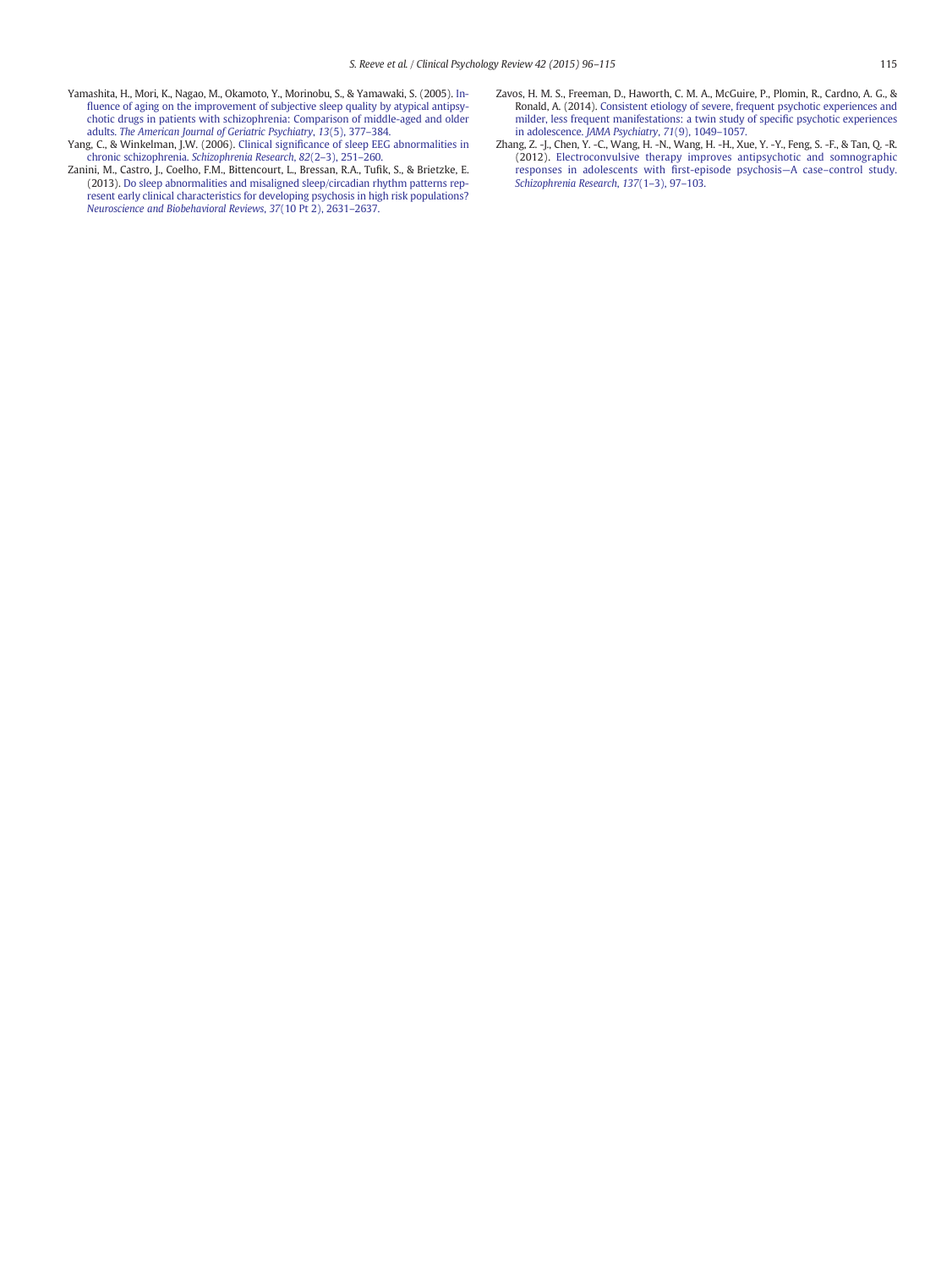Yamashita, H., Mori, K., Nagao, M., Okamoto, Y., Morinobu, S., & Yamawaki, S. (2005). Influence of aging on the improvement of subjective sleep quality by atypical antipsychotic drugs in patients with schizophrenia: Comparison of middle-aged and older adults. *The American Journal of Geriatric Psychiatry*, *13*(5), 377–384.

Yang, C., & Winkelman, J.W. (2006). Clinical significance of sleep EEG abnormalities in chronic schizophrenia. *Schizophrenia Research*, *82*(2–3), 251–260.

Zanini, M., Castro, J., Coelho, F.M., Bittencourt, L., Bressan, R.A., Tufik, S., & Brietzke, E. (2013). Do sleep abnormalities and misaligned sleep/circadian rhythm patterns represent early clinical characteristics for developing psychosis in high risk populations? *Neuroscience and Biobehavioral Reviews*, *37*(10 Pt 2), 2631–2637.

Zavos, H. M. S., Freeman, D., Haworth, C. M. A., McGuire, P., Plomin, R., Cardno, A. G., & Ronald, A. (2014). Consistent etiology of severe, frequent psychotic experiences and milder, less frequent manifestations: a twin study of specific psychotic experiences in adolescence. *JAMA Psychiatry*, *71*(9), 1049–1057.

Zhang, Z. -J., Chen, Y. -C., Wang, H. -N., Wang, H. -H., Xue, Y. -Y., Feng, S. -F., & Tan, Q. -R. (2012). Electroconvulsive therapy improves antipsychotic and somnographic responses in adolescents with first-episode psychosis—A case–control study. *Schizophrenia Research*, *137*(1–3), 97–103.